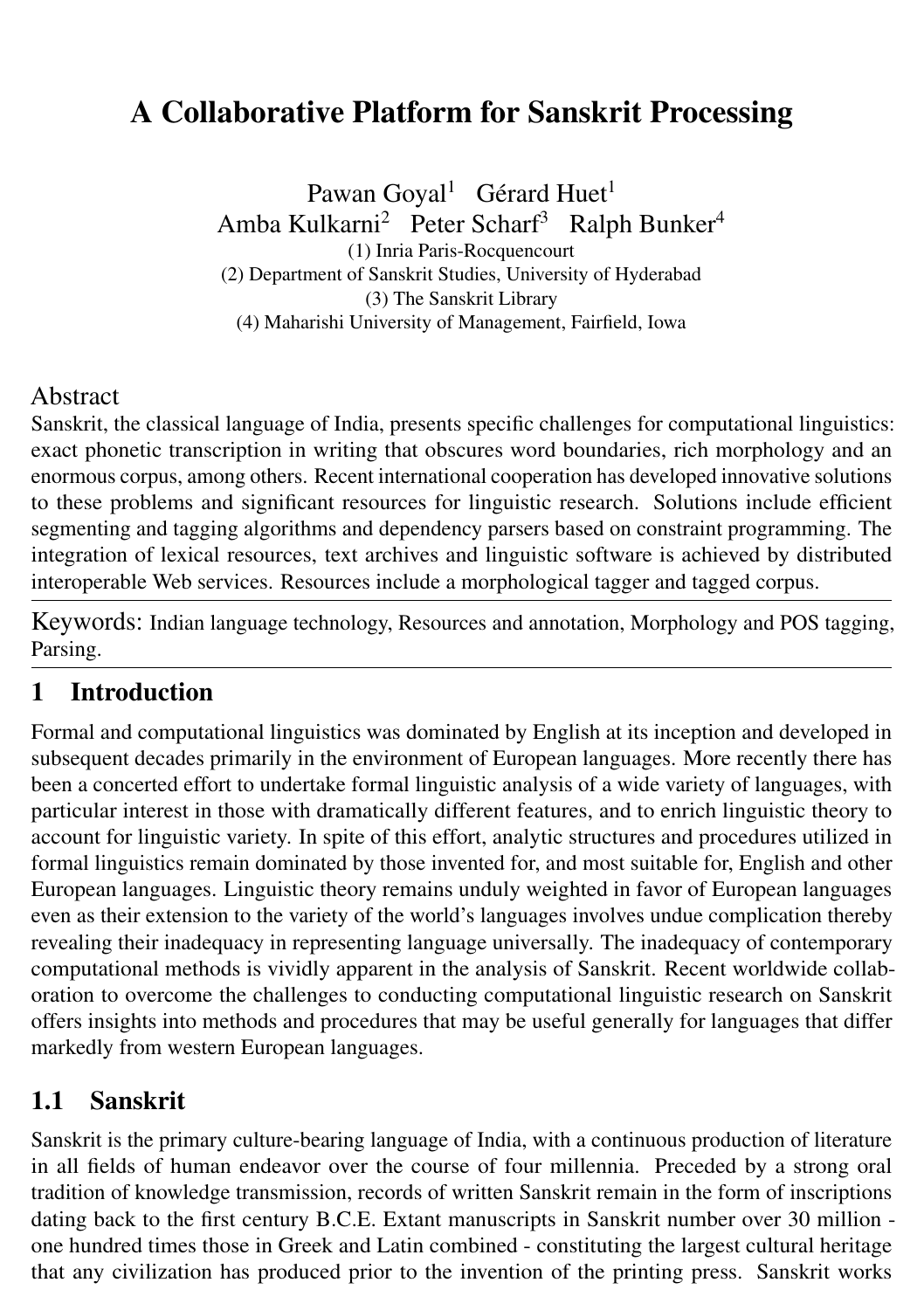# A Collaborative Platform for Sanskrit Processing

Pawan Goyal[1] Gérard Huet[1]
Amba Kulkarni[2] Peter Scharf[3] Ralph Bunker[4]

(1) Inria Paris-Rocquencourt
(2) Department of Sanskrit Studies, University of Hyderabad
(3) The Sanskrit Library
(4) Maharishi University of Management, Fairfield, Iowa

## Abstract

Sanskrit, the classical language of India, presents specific challenges for computational linguistics: exact phonetic transcription in writing that obscures word boundaries, rich morphology and an enormous corpus, among others. Recent international cooperation has developed innovative solutions to these problems and significant resources for linguistic research. Solutions include efficient segmenting and tagging algorithms and dependency parsers based on constraint programming. The integration of lexical resources, text archives and linguistic software is achieved by distributed interoperable Web services. Resources include a morphological tagger and tagged corpus.

Keywords: Indian language technology, Resources and annotation, Morphology and POS tagging, Parsing.

## 1 Introduction

Formal and computational linguistics was dominated by English at its inception and developed in subsequent decades primarily in the environment of European languages. More recently there has been a concerted effort to undertake formal linguistic analysis of a wide variety of languages, with particular interest in those with dramatically different features, and to enrich linguistic theory to account for linguistic variety. In spite of this effort, analytic structures and procedures utilized in formal linguistics remain dominated by those invented for, and most suitable for, English and other European languages. Linguistic theory remains unduly weighted in favor of European languages even as their extension to the variety of the world's languages involves undue complication thereby revealing their inadequacy in representing language universally. The inadequacy of contemporary computational methods is vividly apparent in the analysis of Sanskrit. Recent worldwide collaboration to overcome the challenges to conducting computational linguistic research on Sanskrit offers insights into methods and procedures that may be useful generally for languages that differ markedly from western European languages.

### 1.1 Sanskrit

Sanskrit is the primary culture-bearing language of India, with a continuous production of literature in all fields of human endeavor over the course of four millennia. Preceded by a strong oral tradition of knowledge transmission, records of written Sanskrit remain in the form of inscriptions dating back to the first century B.C.E. Extant manuscripts in Sanskrit number over 30 million - one hundred times those in Greek and Latin combined - constituting the largest cultural heritage that any civilization has produced prior to the invention of the printing press. Sanskrit works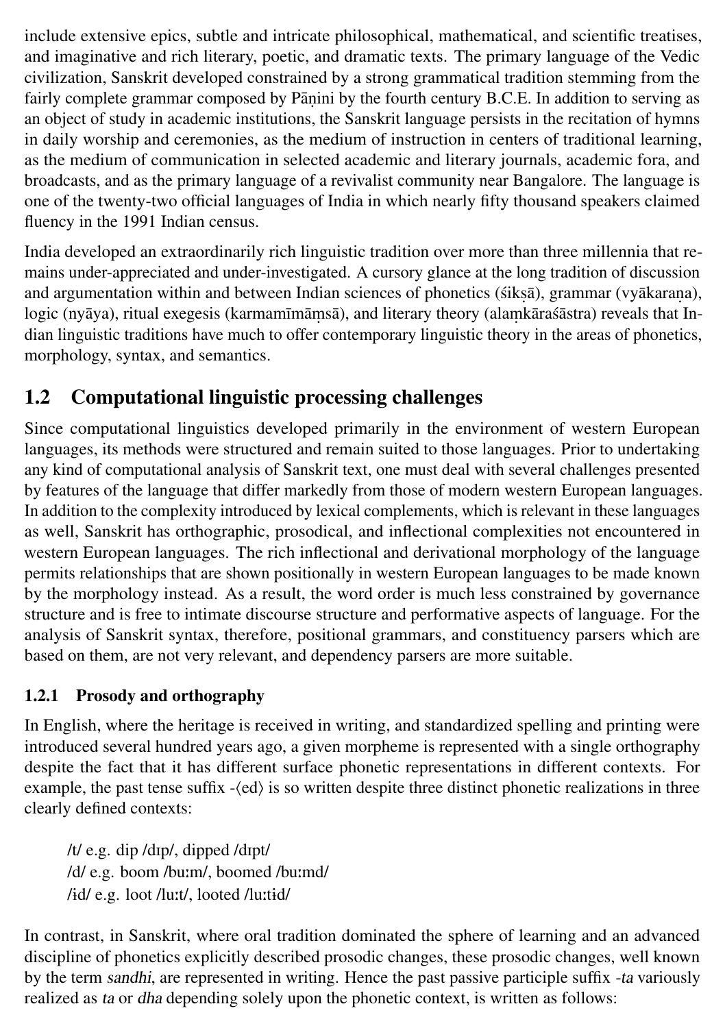include extensive epics, subtle and intricate philosophical, mathematical, and scientific treatises, and imaginative and rich literary, poetic, and dramatic texts. The primary language of the Vedic civilization, Sanskrit developed constrained by a strong grammatical tradition stemming from the fairly complete grammar composed by Pāṇini by the fourth century B.C.E. In addition to serving as an object of study in academic institutions, the Sanskrit language persists in the recitation of hymns in daily worship and ceremonies, as the medium of instruction in centers of traditional learning, as the medium of communication in selected academic and literary journals, academic fora, and broadcasts, and as the primary language of a revivalist community near Bangalore. The language is one of the twenty-two official languages of India in which nearly fifty thousand speakers claimed fluency in the 1991 Indian census.

India developed an extraordinarily rich linguistic tradition over more than three millennia that remains under-appreciated and under-investigated. A cursory glance at the long tradition of discussion and argumentation within and between Indian sciences of phonetics (śikṣā), grammar (vyākaraṇa), logic (nyāya), ritual exegesis (karmamīmāṃsā), and literary theory (alaṃkāraśāstra) reveals that Indian linguistic traditions have much to offer contemporary linguistic theory in the areas of phonetics, morphology, syntax, and semantics.

## 1.2 Computational linguistic processing challenges

Since computational linguistics developed primarily in the environment of western European languages, its methods were structured and remain suited to those languages. Prior to undertaking any kind of computational analysis of Sanskrit text, one must deal with several challenges presented by features of the language that differ markedly from those of modern western European languages. In addition to the complexity introduced by lexical complements, which is relevant in these languages as well, Sanskrit has orthographic, prosodical, and inflectional complexities not encountered in western European languages. The rich inflectional and derivational morphology of the language permits relationships that are shown positionally in western European languages to be made known by the morphology instead. As a result, the word order is much less constrained by governance structure and is free to intimate discourse structure and performative aspects of language. For the analysis of Sanskrit syntax, therefore, positional grammars, and constituency parsers which are based on them, are not very relevant, and dependency parsers are more suitable.

### 1.2.1 Prosody and orthography

In English, where the heritage is received in writing, and standardized spelling and printing were introduced several hundred years ago, a given morpheme is represented with a single orthography despite the fact that it has different surface phonetic representations in different contexts. For example, the past tense suffix -⟨ed⟩ is so written despite three distinct phonetic realizations in three clearly defined contexts:

/t/ e.g. dip /dɪp/, dipped /dɪpt/
/d/ e.g. boom /buːm/, boomed /buːmd/
/ɨd/ e.g. loot /luːt/, looted /luːtɨd/

In contrast, in Sanskrit, where oral tradition dominated the sphere of learning and an advanced discipline of phonetics explicitly described prosodic changes, these prosodic changes, well known by the term *sandhi*, are represented in writing. Hence the past passive participle suffix *-ta* variously realized as *ta* or *dha* depending solely upon the phonetic context, is written as follows: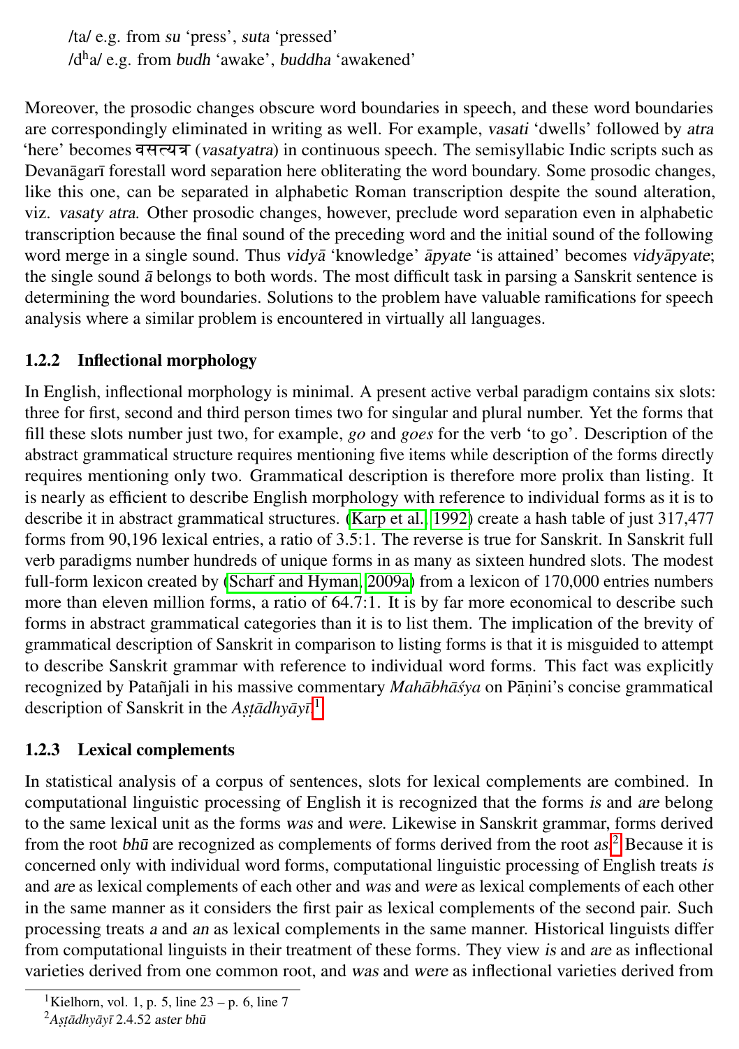/ta/ e.g. from *su* ‘press’, *suta* ‘pressed’
/d$^{h}$a/ e.g. from *budh* ‘awake’, *buddha* ‘awakened’

Moreover, the prosodic changes obscure word boundaries in speech, and these word boundaries are correspondingly eliminated in writing as well. For example, *vasati* ‘dwells’ followed by *atra* ‘here’ becomes वसत्यत्र (*vasatyatra*) in continuous speech. The semisyllabic Indic scripts such as Devanāgarī forestall word separation here obliterating the word boundary. Some prosodic changes, like this one, can be separated in alphabetic Roman transcription despite the sound alteration, viz. *vasaty atra*. Other prosodic changes, however, preclude word separation even in alphabetic transcription because the final sound of the preceding word and the initial sound of the following word merge in a single sound. Thus *vidyā* ‘knowledge’ *āpyate* ‘is attained’ becomes *vidyāpyate*; the single sound *ā* belongs to both words. The most difficult task in parsing a Sanskrit sentence is determining the word boundaries. Solutions to the problem have valuable ramifications for speech analysis where a similar problem is encountered in virtually all languages.

### 1.2.2 Inflectional morphology

In English, inflectional morphology is minimal. A present active verbal paradigm contains six slots: three for first, second and third person times two for singular and plural number. Yet the forms that fill these slots number just two, for example, *go* and *goes* for the verb ‘to go’. Description of the abstract grammatical structure requires mentioning five items while description of the forms directly requires mentioning only two. Grammatical description is therefore more prolix than listing. It is nearly as efficient to describe English morphology with reference to individual forms as it is to describe it in abstract grammatical structures. (Karp et al., 1992) create a hash table of just 317,477 forms from 90,196 lexical entries, a ratio of 3.5:1. The reverse is true for Sanskrit. In Sanskrit full verb paradigms number hundreds of unique forms in as many as sixteen hundred slots. The modest full-form lexicon created by (Scharf and Hyman, 2009a) from a lexicon of 170,000 entries numbers more than eleven million forms, a ratio of 64.7:1. It is by far more economical to describe such forms in abstract grammatical categories than it is to list them. The implication of the brevity of grammatical description of Sanskrit in comparison to listing forms is that it is misguided to attempt to describe Sanskrit grammar with reference to individual word forms. This fact was explicitly recognized by Patañjali in his massive commentary *Mahābhāśya* on Pāṇini’s concise grammatical description of Sanskrit in the *Aṣṭādhyāyī*.[1]

### 1.2.3 Lexical complements

In statistical analysis of a corpus of sentences, slots for lexical complements are combined. In computational linguistic processing of English it is recognized that the forms *is* and *are* belong to the same lexical unit as the forms *was* and *were*. Likewise in Sanskrit grammar, forms derived from the root *bhū* are recognized as complements of forms derived from the root *as*.[2] Because it is concerned only with individual word forms, computational linguistic processing of English treats *is* and *are* as lexical complements of each other and *was* and *were* as lexical complements of each other in the same manner as it considers the first pair as lexical complements of the second pair. Such processing treats *a* and *an* as lexical complements in the same manner. Historical linguists differ from computational linguists in their treatment of these forms. They view *is* and *are* as inflectional varieties derived from one common root, and *was* and *were* as inflectional varieties derived from

[1] Kielhorn, vol. 1, p. 5, line 23 – p. 6, line 7

[2] *Aṣṭādhyāyī* 2.4.52 *aster bhū*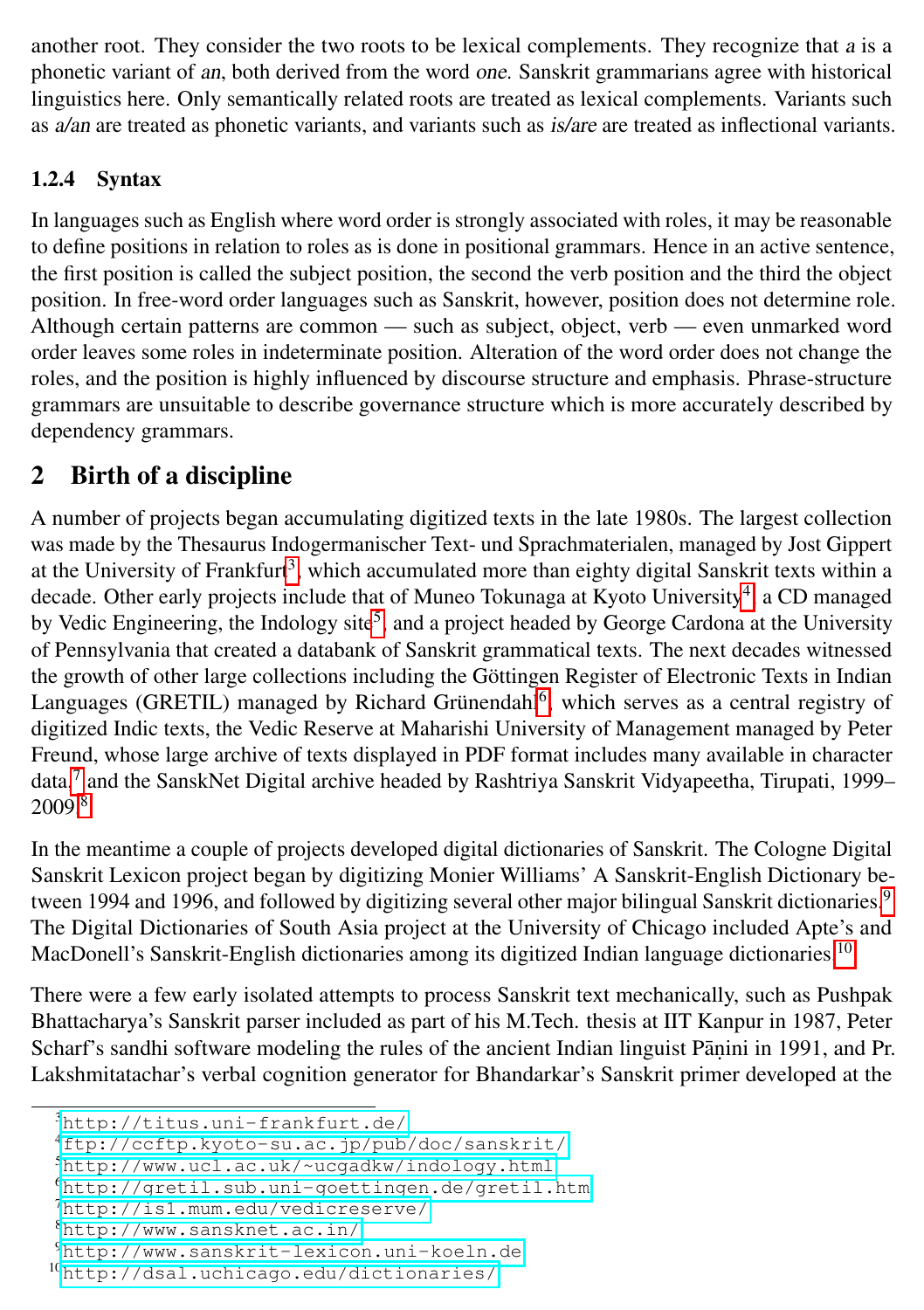another root. They consider the two roots to be lexical complements. They recognize that *a* is a phonetic variant of *an*, both derived from the word *one*. Sanskrit grammarians agree with historical linguistics here. Only semantically related roots are treated as lexical complements. Variants such as *a/an* are treated as phonetic variants, and variants such as *is/are* are treated as inflectional variants.

### 1.2.4 Syntax

In languages such as English where word order is strongly associated with roles, it may be reasonable to define positions in relation to roles as is done in positional grammars. Hence in an active sentence, the first position is called the subject position, the second the verb position and the third the object position. In free-word order languages such as Sanskrit, however, position does not determine role. Although certain patterns are common — such as subject, object, verb — even unmarked word order leaves some roles in indeterminate position. Alteration of the word order does not change the roles, and the position is highly influenced by discourse structure and emphasis. Phrase-structure grammars are unsuitable to describe governance structure which is more accurately described by dependency grammars.

## 2 Birth of a discipline

A number of projects began accumulating digitized texts in the late 1980s. The largest collection was made by the Thesaurus Indogermanischer Text- und Sprachmaterialen, managed by Jost Gippert at the University of Frankfurt[3], which accumulated more than eighty digital Sanskrit texts within a decade. Other early projects include that of Muneo Tokunaga at Kyoto University[4], a CD managed by Vedic Engineering, the Indology site[5], and a project headed by George Cardona at the University of Pennsylvania that created a databank of Sanskrit grammatical texts. The next decades witnessed the growth of other large collections including the Göttingen Register of Electronic Texts in Indian Languages (GRETIL) managed by Richard Grünendahl[6], which serves as a central registry of digitized Indic texts, the Vedic Reserve at Maharishi University of Management managed by Peter Freund, whose large archive of texts displayed in PDF format includes many available in character data,[7] and the SanskNet Digital archive headed by Rashtriya Sanskrit Vidyapeetha, Tirupati, 1999–2009.[8]

In the meantime a couple of projects developed digital dictionaries of Sanskrit. The Cologne Digital Sanskrit Lexicon project began by digitizing Monier Williams' A Sanskrit-English Dictionary between 1994 and 1996, and followed by digitizing several other major bilingual Sanskrit dictionaries.[9] The Digital Dictionaries of South Asia project at the University of Chicago included Apte's and MacDonell's Sanskrit-English dictionaries among its digitized Indian language dictionaries.[10]

There were a few early isolated attempts to process Sanskrit text mechanically, such as Pushpak Bhattacharya's Sanskrit parser included as part of his M.Tech. thesis at IIT Kanpur in 1987, Peter Scharf's sandhi software modeling the rules of the ancient Indian linguist Pāṇini in 1991, and Pr. Lakshmitatachar's verbal cognition generator for Bhandarkar's Sanskrit primer developed at the

---

[3] http://titus.uni-frankfurt.de/

[4] ftp://ccftp.kyoto-su.ac.jp/pub/doc/sanskrit/

[5] http://www.ucl.ac.uk/~ucgadkw/indology.html

[6] http://gretil.sub.uni-goettingen.de/gretil.htm

[7] http://is1.mum.edu/vedicreserve/

[8] http://www.sansknet.ac.in/

[9] http://www.sanskrit-lexicon.uni-koeln.de

[10] http://dsal.uchicago.edu/dictionaries/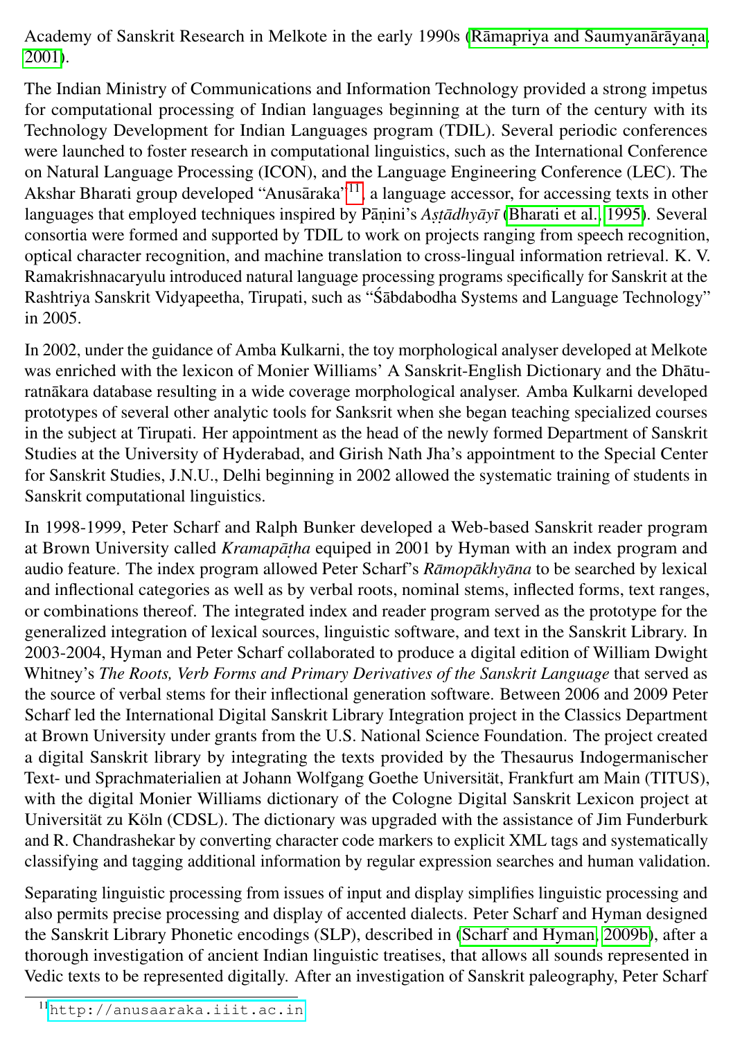Academy of Sanskrit Research in Melkote in the early 1990s (Rāmapriya and Saumyanārāyaṇa, 2001).

The Indian Ministry of Communications and Information Technology provided a strong impetus for computational processing of Indian languages beginning at the turn of the century with its Technology Development for Indian Languages program (TDIL). Several periodic conferences were launched to foster research in computational linguistics, such as the International Conference on Natural Language Processing (ICON), and the Language Engineering Conference (LEC). The Akshar Bharati group developed "Anusāraka"[11], a language accessor, for accessing texts in other languages that employed techniques inspired by Pāṇini's *Aṣṭādhyāyī* (Bharati et al., 1995). Several consortia were formed and supported by TDIL to work on projects ranging from speech recognition, optical character recognition, and machine translation to cross-lingual information retrieval. K. V. Ramakrishnacaryulu introduced natural language processing programs specifically for Sanskrit at the Rashtriya Sanskrit Vidyapeetha, Tirupati, such as "Śābdabodha Systems and Language Technology" in 2005.

In 2002, under the guidance of Amba Kulkarni, the toy morphological analyser developed at Melkote was enriched with the lexicon of Monier Williams' A Sanskrit-English Dictionary and the Dhāturatnākara database resulting in a wide coverage morphological analyser. Amba Kulkarni developed prototypes of several other analytic tools for Sanksrit when she began teaching specialized courses in the subject at Tirupati. Her appointment as the head of the newly formed Department of Sanskrit Studies at the University of Hyderabad, and Girish Nath Jha's appointment to the Special Center for Sanskrit Studies, J.N.U., Delhi beginning in 2002 allowed the systematic training of students in Sanskrit computational linguistics.

In 1998-1999, Peter Scharf and Ralph Bunker developed a Web-based Sanskrit reader program at Brown University called *Kramapāṭha* equiped in 2001 by Hyman with an index program and audio feature. The index program allowed Peter Scharf's *Rāmopākhyāna* to be searched by lexical and inflectional categories as well as by verbal roots, nominal stems, inflected forms, text ranges, or combinations thereof. The integrated index and reader program served as the prototype for the generalized integration of lexical sources, linguistic software, and text in the Sanskrit Library. In 2003-2004, Hyman and Peter Scharf collaborated to produce a digital edition of William Dwight Whitney's *The Roots, Verb Forms and Primary Derivatives of the Sanskrit Language* that served as the source of verbal stems for their inflectional generation software. Between 2006 and 2009 Peter Scharf led the International Digital Sanskrit Library Integration project in the Classics Department at Brown University under grants from the U.S. National Science Foundation. The project created a digital Sanskrit library by integrating the texts provided by the Thesaurus Indogermanischer Text- und Sprachmaterialien at Johann Wolfgang Goethe Universität, Frankfurt am Main (TITUS), with the digital Monier Williams dictionary of the Cologne Digital Sanskrit Lexicon project at Universität zu Köln (CDSL). The dictionary was upgraded with the assistance of Jim Funderburk and R. Chandrashekar by converting character code markers to explicit XML tags and systematically classifying and tagging additional information by regular expression searches and human validation.

Separating linguistic processing from issues of input and display simplifies linguistic processing and also permits precise processing and display of accented dialects. Peter Scharf and Hyman designed the Sanskrit Library Phonetic encodings (SLP), described in (Scharf and Hyman, 2009b), after a thorough investigation of ancient Indian linguistic treatises, that allows all sounds represented in Vedic texts to be represented digitally. After an investigation of Sanskrit paleography, Peter Scharf

[11] http://anusaaraka.iiit.ac.in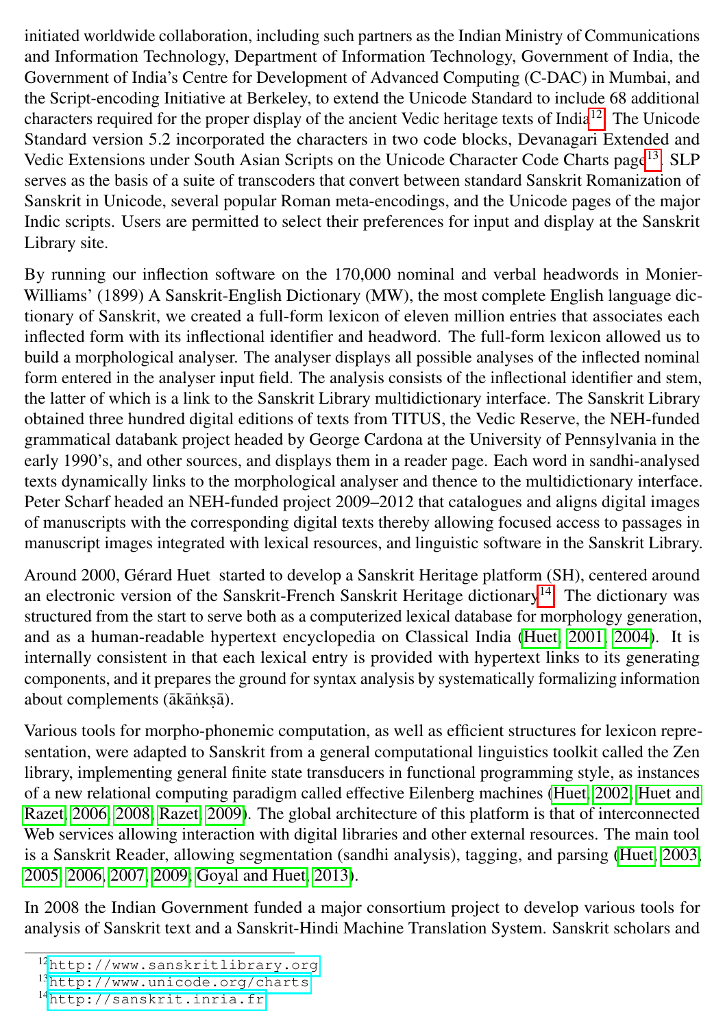initiated worldwide collaboration, including such partners as the Indian Ministry of Communications and Information Technology, Department of Information Technology, Government of India, the Government of India's Centre for Development of Advanced Computing (C-DAC) in Mumbai, and the Script-encoding Initiative at Berkeley, to extend the Unicode Standard to include 68 additional characters required for the proper display of the ancient Vedic heritage texts of India[12]. The Unicode Standard version 5.2 incorporated the characters in two code blocks, Devanagari Extended and Vedic Extensions under South Asian Scripts on the Unicode Character Code Charts page[13]. SLP serves as the basis of a suite of transcoders that convert between standard Sanskrit Romanization of Sanskrit in Unicode, several popular Roman meta-encodings, and the Unicode pages of the major Indic scripts. Users are permitted to select their preferences for input and display at the Sanskrit Library site.

By running our inflection software on the 170,000 nominal and verbal headwords in Monier-Williams' (1899) A Sanskrit-English Dictionary (MW), the most complete English language dictionary of Sanskrit, we created a full-form lexicon of eleven million entries that associates each inflected form with its inflectional identifier and headword. The full-form lexicon allowed us to build a morphological analyser. The analyser displays all possible analyses of the inflected nominal form entered in the analyser input field. The analysis consists of the inflectional identifier and stem, the latter of which is a link to the Sanskrit Library multidictionary interface. The Sanskrit Library obtained three hundred digital editions of texts from TITUS, the Vedic Reserve, the NEH-funded grammatical databank project headed by George Cardona at the University of Pennsylvania in the early 1990's, and other sources, and displays them in a reader page. Each word in sandhi-analysed texts dynamically links to the morphological analyser and thence to the multidictionary interface. Peter Scharf headed an NEH-funded project 2009–2012 that catalogues and aligns digital images of manuscripts with the corresponding digital texts thereby allowing focused access to passages in manuscript images integrated with lexical resources, and linguistic software in the Sanskrit Library.

Around 2000, Gérard Huet started to develop a Sanskrit Heritage platform (SH), centered around an electronic version of the Sanskrit-French Sanskrit Heritage dictionary[14]. The dictionary was structured from the start to serve both as a computerized lexical database for morphology generation, and as a human-readable hypertext encyclopedia on Classical India (Huet, 2001, 2004). It is internally consistent in that each lexical entry is provided with hypertext links to its generating components, and it prepares the ground for syntax analysis by systematically formalizing information about complements (ākāṅkṣā).

Various tools for morpho-phonemic computation, as well as efficient structures for lexicon representation, were adapted to Sanskrit from a general computational linguistics toolkit called the Zen library, implementing general finite state transducers in functional programming style, as instances of a new relational computing paradigm called effective Eilenberg machines (Huet, 2002; Huet and Razet, 2006, 2008; Razet, 2009). The global architecture of this platform is that of interconnected Web services allowing interaction with digital libraries and other external resources. The main tool is a Sanskrit Reader, allowing segmentation (sandhi analysis), tagging, and parsing (Huet, 2003, 2005, 2006, 2007, 2009; Goyal and Huet, 2013).

In 2008 the Indian Government funded a major consortium project to develop various tools for analysis of Sanskrit text and a Sanskrit-Hindi Machine Translation System. Sanskrit scholars and

[12] http://www.sanskritlibrary.org

[13] http://www.unicode.org/charts

[14] http://sanskrit.inria.fr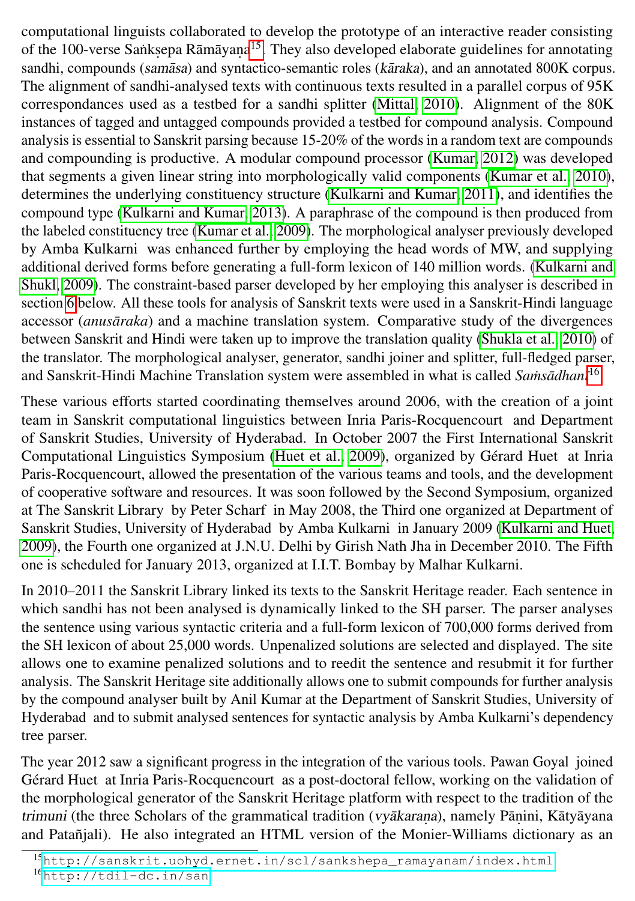computational linguists collaborated to develop the prototype of an interactive reader consisting of the 100-verse Saṅkṣepa Rāmāyaṇa[15]. They also developed elaborate guidelines for annotating sandhi, compounds (*samāsa*) and syntactico-semantic roles (*kāraka*), and an annotated 800K corpus. The alignment of sandhi-analysed texts with continuous texts resulted in a parallel corpus of 95K correspondances used as a testbed for a sandhi splitter (Mittal, 2010). Alignment of the 80K instances of tagged and untagged compounds provided a testbed for compound analysis. Compound analysis is essential to Sanskrit parsing because 15-20% of the words in a random text are compounds and compounding is productive. A modular compound processor (Kumar, 2012) was developed that segments a given linear string into morphologically valid components (Kumar et al., 2010), determines the underlying constituency structure (Kulkarni and Kumar, 2011), and identifies the compound type (Kulkarni and Kumar, 2013). A paraphrase of the compound is then produced from the labeled constituency tree (Kumar et al., 2009). The morphological analyser previously developed by Amba Kulkarni was enhanced further by employing the head words of MW, and supplying additional derived forms before generating a full-form lexicon of 140 million words. (Kulkarni and Shukl, 2009). The constraint-based parser developed by her employing this analyser is described in section 6 below. All these tools for analysis of Sanskrit texts were used in a Sanskrit-Hindi language accessor (*anusāraka*) and a machine translation system. Comparative study of the divergences between Sanskrit and Hindi were taken up to improve the translation quality (Shukla et al., 2010) of the translator. The morphological analyser, generator, sandhi joiner and splitter, full-fledged parser, and Sanskrit-Hindi Machine Translation system were assembled in what is called *Saṁsādhanī*[16].

These various efforts started coordinating themselves around 2006, with the creation of a joint team in Sanskrit computational linguistics between Inria Paris-Rocquencourt and Department of Sanskrit Studies, University of Hyderabad. In October 2007 the First International Sanskrit Computational Linguistics Symposium (Huet et al., 2009), organized by Gérard Huet at Inria Paris-Rocquencourt, allowed the presentation of the various teams and tools, and the development of cooperative software and resources. It was soon followed by the Second Symposium, organized at The Sanskrit Library by Peter Scharf in May 2008, the Third one organized at Department of Sanskrit Studies, University of Hyderabad by Amba Kulkarni in January 2009 (Kulkarni and Huet, 2009), the Fourth one organized at J.N.U. Delhi by Girish Nath Jha in December 2010. The Fifth one is scheduled for January 2013, organized at I.I.T. Bombay by Malhar Kulkarni.

In 2010–2011 the Sanskrit Library linked its texts to the Sanskrit Heritage reader. Each sentence in which sandhi has not been analysed is dynamically linked to the SH parser. The parser analyses the sentence using various syntactic criteria and a full-form lexicon of 700,000 forms derived from the SH lexicon of about 25,000 words. Unpenalized solutions are selected and displayed. The site allows one to examine penalized solutions and to reedit the sentence and resubmit it for further analysis. The Sanskrit Heritage site additionally allows one to submit compounds for further analysis by the compound analyser built by Anil Kumar at the Department of Sanskrit Studies, University of Hyderabad and to submit analysed sentences for syntactic analysis by Amba Kulkarni's dependency tree parser.

The year 2012 saw a significant progress in the integration of the various tools. Pawan Goyal joined Gérard Huet at Inria Paris-Rocquencourt as a post-doctoral fellow, working on the validation of the morphological generator of the Sanskrit Heritage platform with respect to the tradition of the *trimuni* (the three Scholars of the grammatical tradition (*vyākaraṇa*), namely Pāṇini, Kātyāyana and Patañjali). He also integrated an HTML version of the Monier-Williams dictionary as an

[15] http://sanskrit.uohyd.ernet.in/scl/sankshepa_ramayanam/index.html

[16] http://tdil-dc.in/san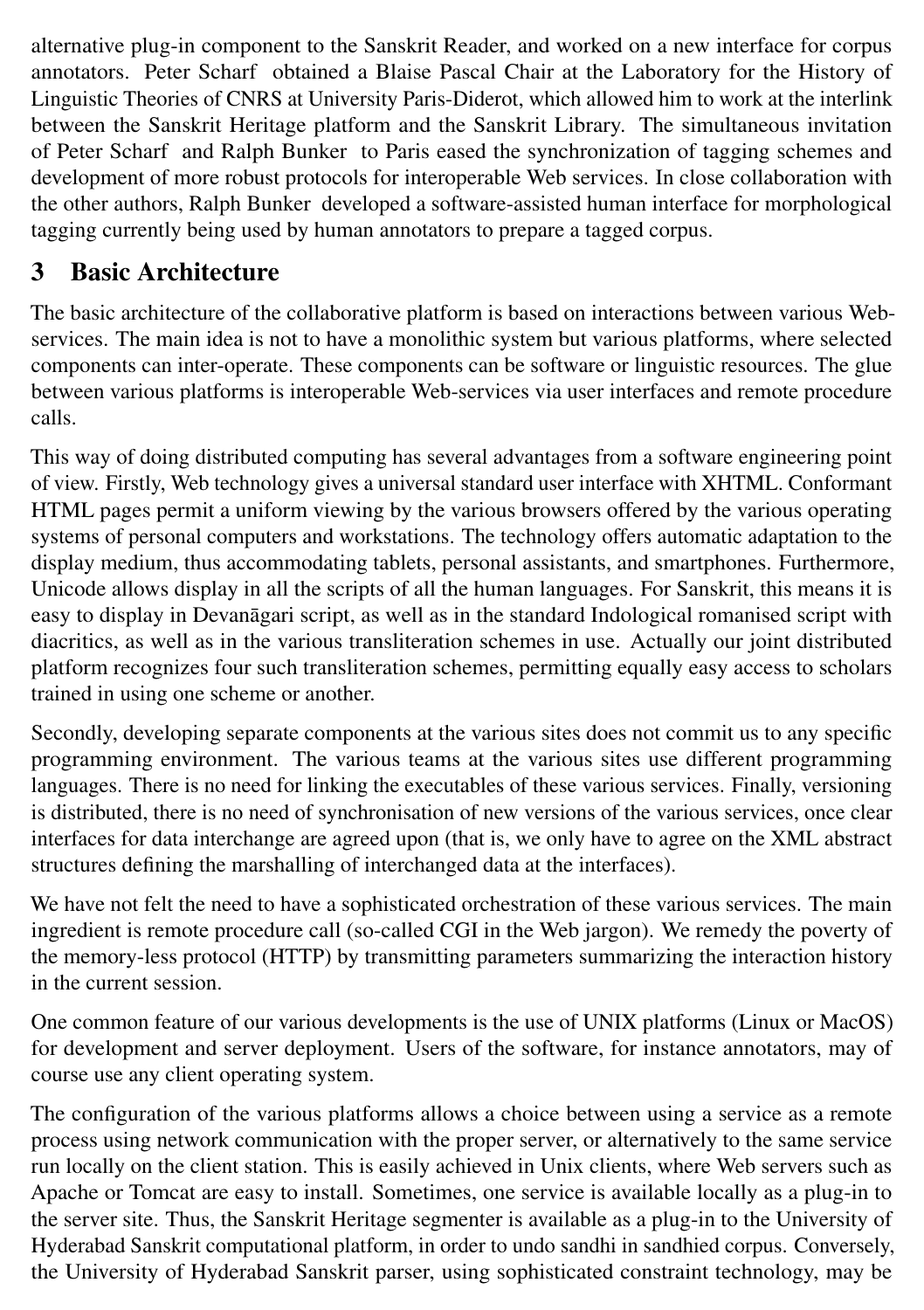alternative plug-in component to the Sanskrit Reader, and worked on a new interface for corpus annotators. Peter Scharf obtained a Blaise Pascal Chair at the Laboratory for the History of Linguistic Theories of CNRS at University Paris-Diderot, which allowed him to work at the interlink between the Sanskrit Heritage platform and the Sanskrit Library. The simultaneous invitation of Peter Scharf and Ralph Bunker to Paris eased the synchronization of tagging schemes and development of more robust protocols for interoperable Web services. In close collaboration with the other authors, Ralph Bunker developed a software-assisted human interface for morphological tagging currently being used by human annotators to prepare a tagged corpus.

## 3 Basic Architecture

The basic architecture of the collaborative platform is based on interactions between various Web-services. The main idea is not to have a monolithic system but various platforms, where selected components can inter-operate. These components can be software or linguistic resources. The glue between various platforms is interoperable Web-services via user interfaces and remote procedure calls.

This way of doing distributed computing has several advantages from a software engineering point of view. Firstly, Web technology gives a universal standard user interface with XHTML. Conformant HTML pages permit a uniform viewing by the various browsers offered by the various operating systems of personal computers and workstations. The technology offers automatic adaptation to the display medium, thus accommodating tablets, personal assistants, and smartphones. Furthermore, Unicode allows display in all the scripts of all the human languages. For Sanskrit, this means it is easy to display in Devanāgari script, as well as in the standard Indological romanised script with diacritics, as well as in the various transliteration schemes in use. Actually our joint distributed platform recognizes four such transliteration schemes, permitting equally easy access to scholars trained in using one scheme or another.

Secondly, developing separate components at the various sites does not commit us to any specific programming environment. The various teams at the various sites use different programming languages. There is no need for linking the executables of these various services. Finally, versioning is distributed, there is no need of synchronisation of new versions of the various services, once clear interfaces for data interchange are agreed upon (that is, we only have to agree on the XML abstract structures defining the marshalling of interchanged data at the interfaces).

We have not felt the need to have a sophisticated orchestration of these various services. The main ingredient is remote procedure call (so-called CGI in the Web jargon). We remedy the poverty of the memory-less protocol (HTTP) by transmitting parameters summarizing the interaction history in the current session.

One common feature of our various developments is the use of UNIX platforms (Linux or MacOS) for development and server deployment. Users of the software, for instance annotators, may of course use any client operating system.

The configuration of the various platforms allows a choice between using a service as a remote process using network communication with the proper server, or alternatively to the same service run locally on the client station. This is easily achieved in Unix clients, where Web servers such as Apache or Tomcat are easy to install. Sometimes, one service is available locally as a plug-in to the server site. Thus, the Sanskrit Heritage segmenter is available as a plug-in to the University of Hyderabad Sanskrit computational platform, in order to undo sandhi in sandhied corpus. Conversely, the University of Hyderabad Sanskrit parser, using sophisticated constraint technology, may be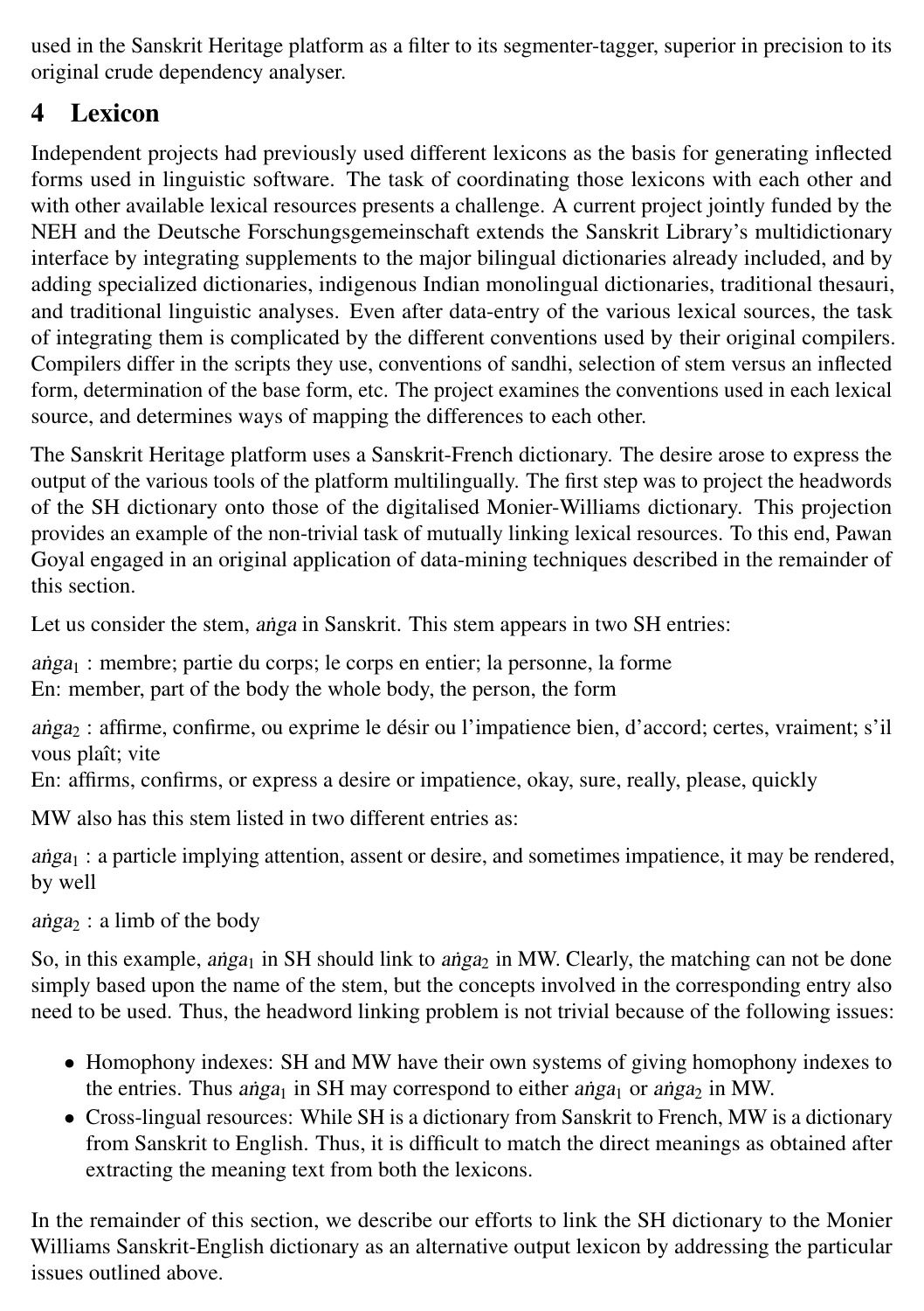used in the Sanskrit Heritage platform as a filter to its segmenter-tagger, superior in precision to its original crude dependency analyser.

## 4 Lexicon

Independent projects had previously used different lexicons as the basis for generating inflected forms used in linguistic software. The task of coordinating those lexicons with each other and with other available lexical resources presents a challenge. A current project jointly funded by the NEH and the Deutsche Forschungsgemeinschaft extends the Sanskrit Library's multidictionary interface by integrating supplements to the major bilingual dictionaries already included, and by adding specialized dictionaries, indigenous Indian monolingual dictionaries, traditional thesauri, and traditional linguistic analyses. Even after data-entry of the various lexical sources, the task of integrating them is complicated by the different conventions used by their original compilers. Compilers differ in the scripts they use, conventions of sandhi, selection of stem versus an inflected form, determination of the base form, etc. The project examines the conventions used in each lexical source, and determines ways of mapping the differences to each other.

The Sanskrit Heritage platform uses a Sanskrit-French dictionary. The desire arose to express the output of the various tools of the platform multilingually. The first step was to project the headwords of the SH dictionary onto those of the digitalised Monier-Williams dictionary. This projection provides an example of the non-trivial task of mutually linking lexical resources. To this end, Pawan Goyal engaged in an original application of data-mining techniques described in the remainder of this section.

Let us consider the stem, *aṅga* in Sanskrit. This stem appears in two SH entries:

*aṅga*$_1$ : membre; partie du corps; le corps en entier; la personne, la forme
En: member, part of the body the whole body, the person, the form

*aṅga*$_2$ : affirme, confirme, ou exprime le désir ou l'impatience bien, d'accord; certes, vraiment; s'il vous plaît; vite
En: affirms, confirms, or express a desire or impatience, okay, sure, really, please, quickly

MW also has this stem listed in two different entries as:

*aṅga*$_1$ : a particle implying attention, assent or desire, and sometimes impatience, it may be rendered, by well

*aṅga*$_2$ : a limb of the body

So, in this example, *aṅga*$_1$ in SH should link to *aṅga*$_2$ in MW. Clearly, the matching can not be done simply based upon the name of the stem, but the concepts involved in the corresponding entry also need to be used. Thus, the headword linking problem is not trivial because of the following issues:

- Homophony indexes: SH and MW have their own systems of giving homophony indexes to the entries. Thus *aṅga*$_1$ in SH may correspond to either *aṅga*$_1$ or *aṅga*$_2$ in MW.
- Cross-lingual resources: While SH is a dictionary from Sanskrit to French, MW is a dictionary from Sanskrit to English. Thus, it is difficult to match the direct meanings as obtained after extracting the meaning text from both the lexicons.

In the remainder of this section, we describe our efforts to link the SH dictionary to the Monier Williams Sanskrit-English dictionary as an alternative output lexicon by addressing the particular issues outlined above.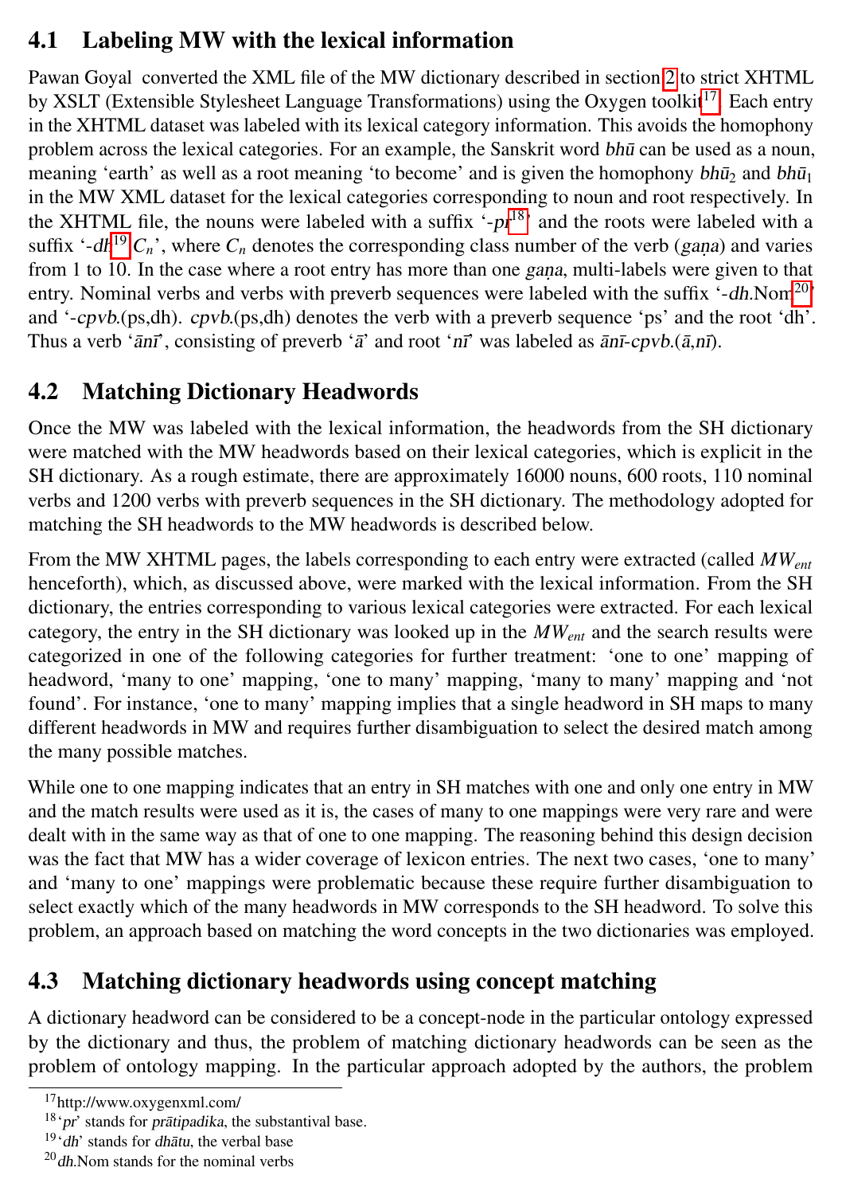## 4.1 Labeling MW with the lexical information

Pawan Goyal converted the XML file of the MW dictionary described in section 2 to strict XHTML by XSLT (Extensible Stylesheet Language Transformations) using the Oxygen toolkit[17]. Each entry in the XHTML dataset was labeled with its lexical category information. This avoids the homophony problem across the lexical categories. For an example, the Sanskrit word *bhū* can be used as a noun, meaning 'earth' as well as a root meaning 'to become' and is given the homophony $bh\bar{u}_2$ and $bh\bar{u}_1$ in the MW XML dataset for the lexical categories corresponding to noun and root respectively. In the XHTML file, the nouns were labeled with a suffix '-*pr*[18]' and the roots were labeled with a suffix '-*dh*[19] $C_n$', where $C_n$ denotes the corresponding class number of the verb (*gaṇa*) and varies from 1 to 10. In the case where a root entry has more than one *gaṇa*, multi-labels were given to that entry. Nominal verbs and verbs with preverb sequences were labeled with the suffix '-*dh*.Nom[20]' and '-*cpvb*.(ps,dh). *cpvb*.(ps,dh) denotes the verb with a preverb sequence 'ps' and the root 'dh'. Thus a verb '*ānī*', consisting of preverb '*ā*' and root '*nī*' was labeled as *ānī*-*cpvb*.(*ā*,*nī*).

## 4.2 Matching Dictionary Headwords

Once the MW was labeled with the lexical information, the headwords from the SH dictionary were matched with the MW headwords based on their lexical categories, which is explicit in the SH dictionary. As a rough estimate, there are approximately 16000 nouns, 600 roots, 110 nominal verbs and 1200 verbs with preverb sequences in the SH dictionary. The methodology adopted for matching the SH headwords to the MW headwords is described below.

From the MW XHTML pages, the labels corresponding to each entry were extracted (called $MW_{ent}$ henceforth), which, as discussed above, were marked with the lexical information. From the SH dictionary, the entries corresponding to various lexical categories were extracted. For each lexical category, the entry in the SH dictionary was looked up in the $MW_{ent}$ and the search results were categorized in one of the following categories for further treatment: 'one to one' mapping of headword, 'many to one' mapping, 'one to many' mapping, 'many to many' mapping and 'not found'. For instance, 'one to many' mapping implies that a single headword in SH maps to many different headwords in MW and requires further disambiguation to select the desired match among the many possible matches.

While one to one mapping indicates that an entry in SH matches with one and only one entry in MW and the match results were used as it is, the cases of many to one mappings were very rare and were dealt with in the same way as that of one to one mapping. The reasoning behind this design decision was the fact that MW has a wider coverage of lexicon entries. The next two cases, 'one to many' and 'many to one' mappings were problematic because these require further disambiguation to select exactly which of the many headwords in MW corresponds to the SH headword. To solve this problem, an approach based on matching the word concepts in the two dictionaries was employed.

## 4.3 Matching dictionary headwords using concept matching

A dictionary headword can be considered to be a concept-node in the particular ontology expressed by the dictionary and thus, the problem of matching dictionary headwords can be seen as the problem of ontology mapping. In the particular approach adopted by the authors, the problem

[17] http://www.oxygenxml.com/

[18] '*pr*' stands for *prātipadika*, the substantival base.

[19] '*dh*' stands for *dhātu*, the verbal base

[20] *dh*.Nom stands for the nominal verbs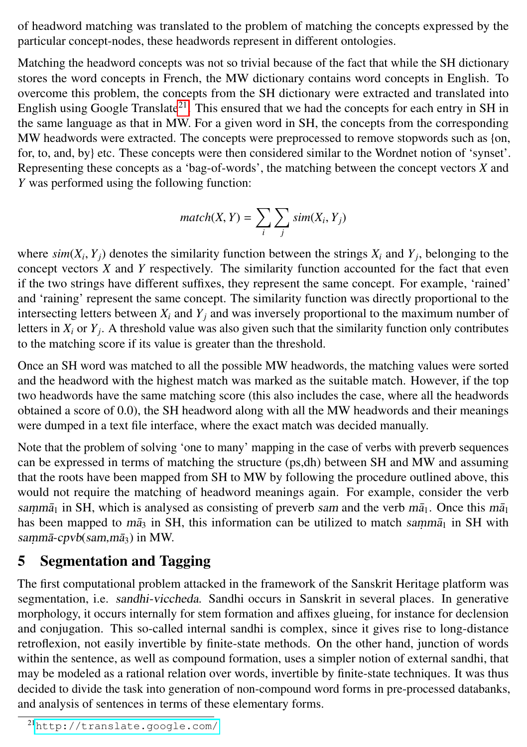of headword matching was translated to the problem of matching the concepts expressed by the particular concept-nodes, these headwords represent in different ontologies.

Matching the headword concepts was not so trivial because of the fact that while the SH dictionary stores the word concepts in French, the MW dictionary contains word concepts in English. To overcome this problem, the concepts from the SH dictionary were extracted and translated into English using Google Translate[21]. This ensured that we had the concepts for each entry in SH in the same language as that in MW. For a given word in SH, the concepts from the corresponding MW headwords were extracted. The concepts were preprocessed to remove stopwords such as {on, for, to, and, by} etc. These concepts were then considered similar to the Wordnet notion of 'synset'. Representing these concepts as a 'bag-of-words', the matching between the concept vectors $X$ and $Y$ was performed using the following function:

$$match(X, Y) = \sum_{i} \sum_{j} sim(X_i, Y_j)$$

where $sim(X_i, Y_j)$ denotes the similarity function between the strings $X_i$ and $Y_j$, belonging to the concept vectors $X$ and $Y$ respectively. The similarity function accounted for the fact that even if the two strings have different suffixes, they represent the same concept. For example, 'rained' and 'raining' represent the same concept. The similarity function was directly proportional to the intersecting letters between $X_i$ and $Y_j$ and was inversely proportional to the maximum number of letters in $X_i$ or $Y_j$. A threshold value was also given such that the similarity function only contributes to the matching score if its value is greater than the threshold.

Once an SH word was matched to all the possible MW headwords, the matching values were sorted and the headword with the highest match was marked as the suitable match. However, if the top two headwords have the same matching score (this also includes the case, where all the headwords obtained a score of 0.0), the SH headword along with all the MW headwords and their meanings were dumped in a text file interface, where the exact match was decided manually.

Note that the problem of solving 'one to many' mapping in the case of verbs with preverb sequences can be expressed in terms of matching the structure (ps,dh) between SH and MW and assuming that the roots have been mapped from SH to MW by following the procedure outlined above, this would not require the matching of headword meanings again. For example, consider the verb *saṃmā*$_1$ in SH, which is analysed as consisting of preverb *sam* and the verb *mā*$_1$. Once this *mā*$_1$ has been mapped to *mā*$_3$ in SH, this information can be utilized to match *saṃmā*$_1$ in SH with *saṃmā-cpvb*(*sam*,*mā*$_3$) in MW.

## 5 Segmentation and Tagging

The first computational problem attacked in the framework of the Sanskrit Heritage platform was segmentation, i.e. *sandhi-viccheda*. Sandhi occurs in Sanskrit in several places. In generative morphology, it occurs internally for stem formation and affixes glueing, for instance for declension and conjugation. This so-called internal sandhi is complex, since it gives rise to long-distance retroflexion, not easily invertible by finite-state methods. On the other hand, junction of words within the sentence, as well as compound formation, uses a simpler notion of external sandhi, that may be modeled as a rational relation over words, invertible by finite-state techniques. It was thus decided to divide the task into generation of non-compound word forms in pre-processed databanks, and analysis of sentences in terms of these elementary forms.

[21] http://translate.google.com/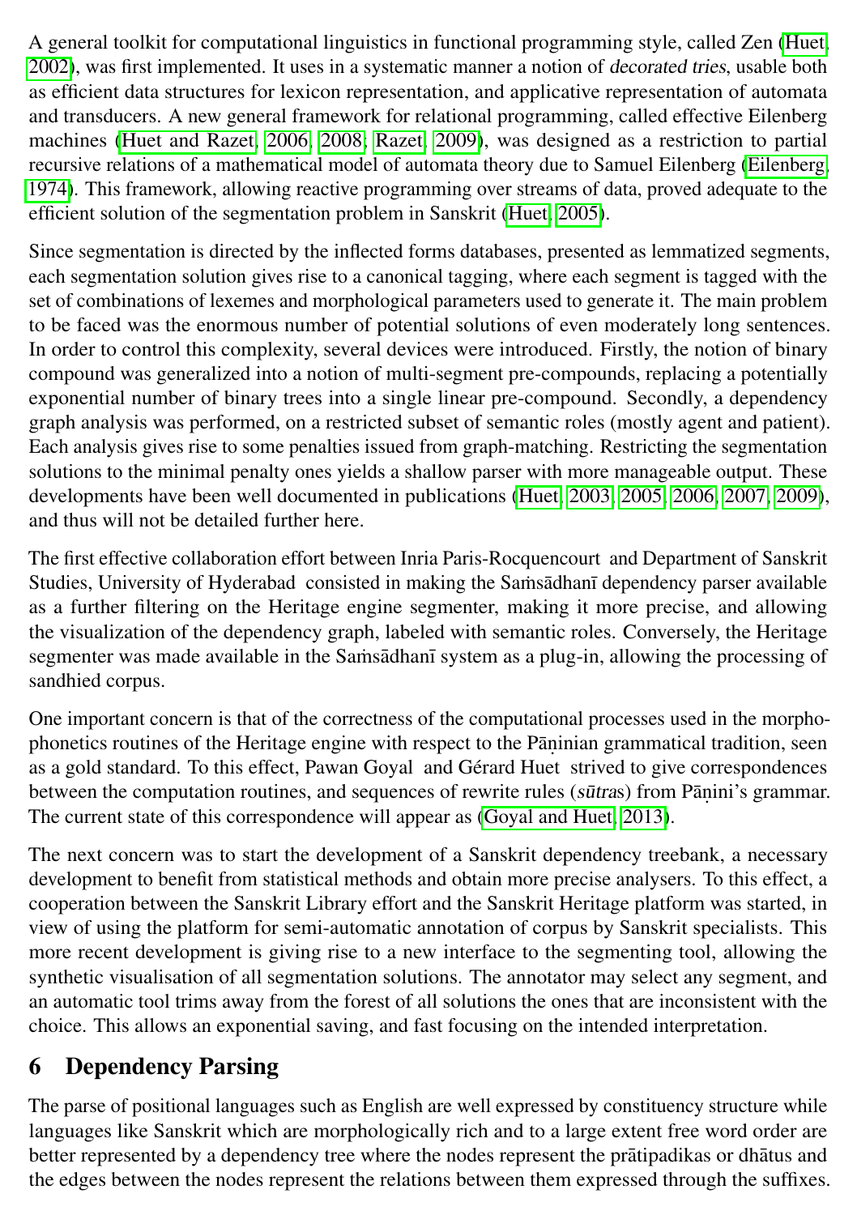A general toolkit for computational linguistics in functional programming style, called Zen (Huet, 2002), was first implemented. It uses in a systematic manner a notion of *decorated tries*, usable both as efficient data structures for lexicon representation, and applicative representation of automata and transducers. A new general framework for relational programming, called effective Eilenberg machines (Huet and Razet, 2006, 2008; Razet, 2009), was designed as a restriction to partial recursive relations of a mathematical model of automata theory due to Samuel Eilenberg (Eilenberg, 1974). This framework, allowing reactive programming over streams of data, proved adequate to the efficient solution of the segmentation problem in Sanskrit (Huet, 2005).

Since segmentation is directed by the inflected forms databases, presented as lemmatized segments, each segmentation solution gives rise to a canonical tagging, where each segment is tagged with the set of combinations of lexemes and morphological parameters used to generate it. The main problem to be faced was the enormous number of potential solutions of even moderately long sentences. In order to control this complexity, several devices were introduced. Firstly, the notion of binary compound was generalized into a notion of multi-segment pre-compounds, replacing a potentially exponential number of binary trees into a single linear pre-compound. Secondly, a dependency graph analysis was performed, on a restricted subset of semantic roles (mostly agent and patient). Each analysis gives rise to some penalties issued from graph-matching. Restricting the segmentation solutions to the minimal penalty ones yields a shallow parser with more manageable output. These developments have been well documented in publications (Huet, 2003, 2005, 2006, 2007, 2009), and thus will not be detailed further here.

The first effective collaboration effort between Inria Paris-Rocquencourt and Department of Sanskrit Studies, University of Hyderabad consisted in making the Saṁsādhanī dependency parser available as a further filtering on the Heritage engine segmenter, making it more precise, and allowing the visualization of the dependency graph, labeled with semantic roles. Conversely, the Heritage segmenter was made available in the Saṁsādhanī system as a plug-in, allowing the processing of sandhied corpus.

One important concern is that of the correctness of the computational processes used in the morphophonetics routines of the Heritage engine with respect to the Pāṇinian grammatical tradition, seen as a gold standard. To this effect, Pawan Goyal and Gérard Huet strived to give correspondences between the computation routines, and sequences of rewrite rules (*sūtra*s) from Pāṇini's grammar. The current state of this correspondence will appear as (Goyal and Huet, 2013).

The next concern was to start the development of a Sanskrit dependency treebank, a necessary development to benefit from statistical methods and obtain more precise analysers. To this effect, a cooperation between the Sanskrit Library effort and the Sanskrit Heritage platform was started, in view of using the platform for semi-automatic annotation of corpus by Sanskrit specialists. This more recent development is giving rise to a new interface to the segmenting tool, allowing the synthetic visualisation of all segmentation solutions. The annotator may select any segment, and an automatic tool trims away from the forest of all solutions the ones that are inconsistent with the choice. This allows an exponential saving, and fast focusing on the intended interpretation.

## 6 Dependency Parsing

The parse of positional languages such as English are well expressed by constituency structure while languages like Sanskrit which are morphologically rich and to a large extent free word order are better represented by a dependency tree where the nodes represent the prātipadikas or dhātus and the edges between the nodes represent the relations between them expressed through the suffixes.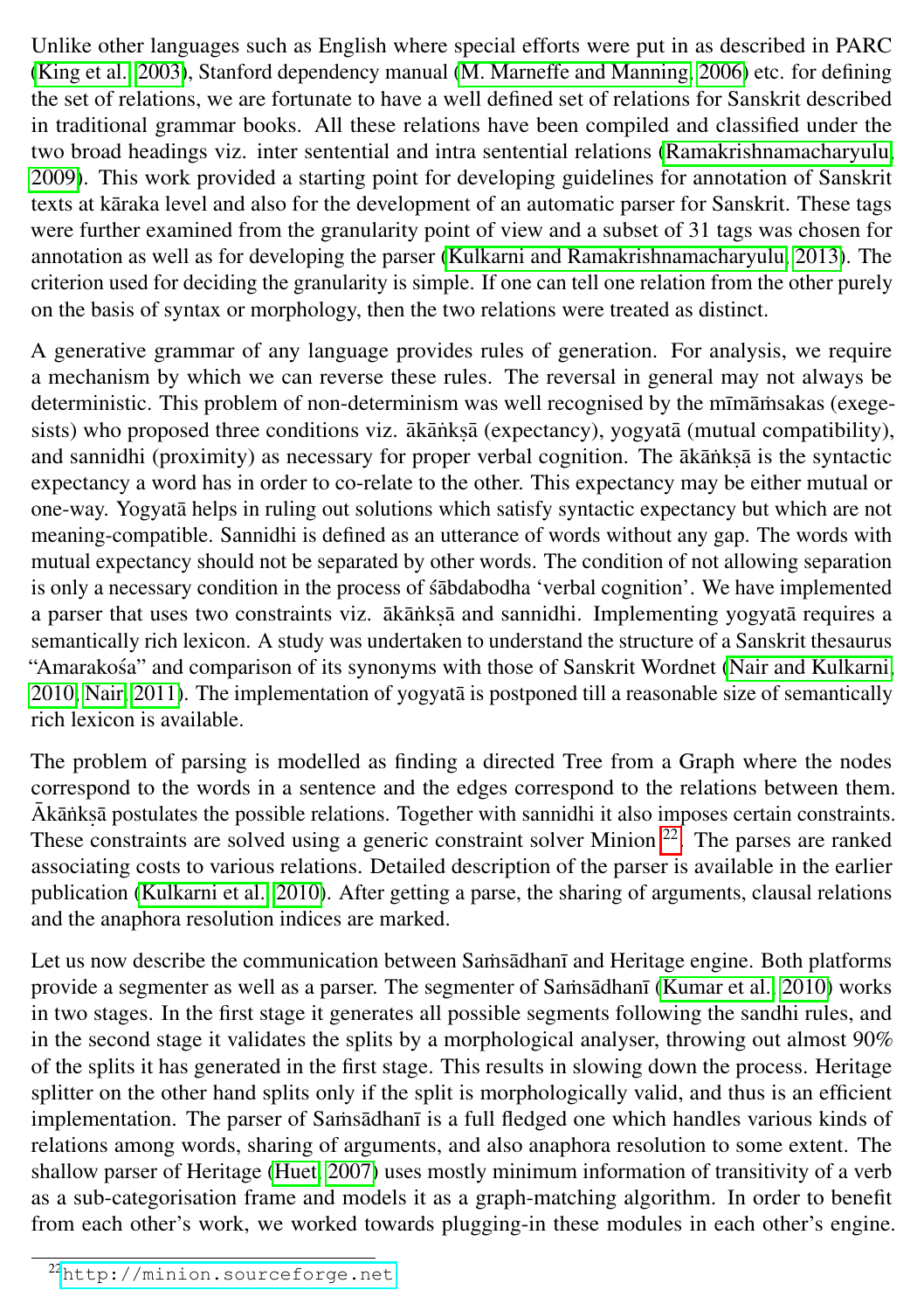Unlike other languages such as English where special efforts were put in as described in PARC (King et al., 2003), Stanford dependency manual (M. Marneffe and Manning, 2006) etc. for defining the set of relations, we are fortunate to have a well defined set of relations for Sanskrit described in traditional grammar books. All these relations have been compiled and classified under the two broad headings viz. inter sentential and intra sentential relations (Ramakrishnamacharyulu, 2009). This work provided a starting point for developing guidelines for annotation of Sanskrit texts at kāraka level and also for the development of an automatic parser for Sanskrit. These tags were further examined from the granularity point of view and a subset of 31 tags was chosen for annotation as well as for developing the parser (Kulkarni and Ramakrishnamacharyulu, 2013). The criterion used for deciding the granularity is simple. If one can tell one relation from the other purely on the basis of syntax or morphology, then the two relations were treated as distinct.

A generative grammar of any language provides rules of generation. For analysis, we require a mechanism by which we can reverse these rules. The reversal in general may not always be deterministic. This problem of non-determinism was well recognised by the mīmāṁsakas (exegesists) who proposed three conditions viz. ākāṅkṣā (expectancy), yogyatā (mutual compatibility), and sannidhi (proximity) as necessary for proper verbal cognition. The ākāṅkṣā is the syntactic expectancy a word has in order to co-relate to the other. This expectancy may be either mutual or one-way. Yogyatā helps in ruling out solutions which satisfy syntactic expectancy but which are not meaning-compatible. Sannidhi is defined as an utterance of words without any gap. The words with mutual expectancy should not be separated by other words. The condition of not allowing separation is only a necessary condition in the process of śābdabodha 'verbal cognition'. We have implemented a parser that uses two constraints viz. ākāṅkṣā and sannidhi. Implementing yogyatā requires a semantically rich lexicon. A study was undertaken to understand the structure of a Sanskrit thesaurus "Amarakośa" and comparison of its synonyms with those of Sanskrit Wordnet (Nair and Kulkarni, 2010; Nair, 2011). The implementation of yogyatā is postponed till a reasonable size of semantically rich lexicon is available.

The problem of parsing is modelled as finding a directed Tree from a Graph where the nodes correspond to the words in a sentence and the edges correspond to the relations between them. Ākāṅkṣā postulates the possible relations. Together with sannidhi it also imposes certain constraints. These constraints are solved using a generic constraint solver Minion [22]. The parses are ranked associating costs to various relations. Detailed description of the parser is available in the earlier publication (Kulkarni et al., 2010). After getting a parse, the sharing of arguments, clausal relations and the anaphora resolution indices are marked.

Let us now describe the communication between Saṁsādhanī and Heritage engine. Both platforms provide a segmenter as well as a parser. The segmenter of Saṁsādhanī (Kumar et al., 2010) works in two stages. In the first stage it generates all possible segments following the sandhi rules, and in the second stage it validates the splits by a morphological analyser, throwing out almost 90% of the splits it has generated in the first stage. This results in slowing down the process. Heritage splitter on the other hand splits only if the split is morphologically valid, and thus is an efficient implementation. The parser of Saṁsādhanī is a full fledged one which handles various kinds of relations among words, sharing of arguments, and also anaphora resolution to some extent. The shallow parser of Heritage (Huet, 2007) uses mostly minimum information of transitivity of a verb as a sub-categorisation frame and models it as a graph-matching algorithm. In order to benefit from each other's work, we worked towards plugging-in these modules in each other's engine.

[22] http://minion.sourceforge.net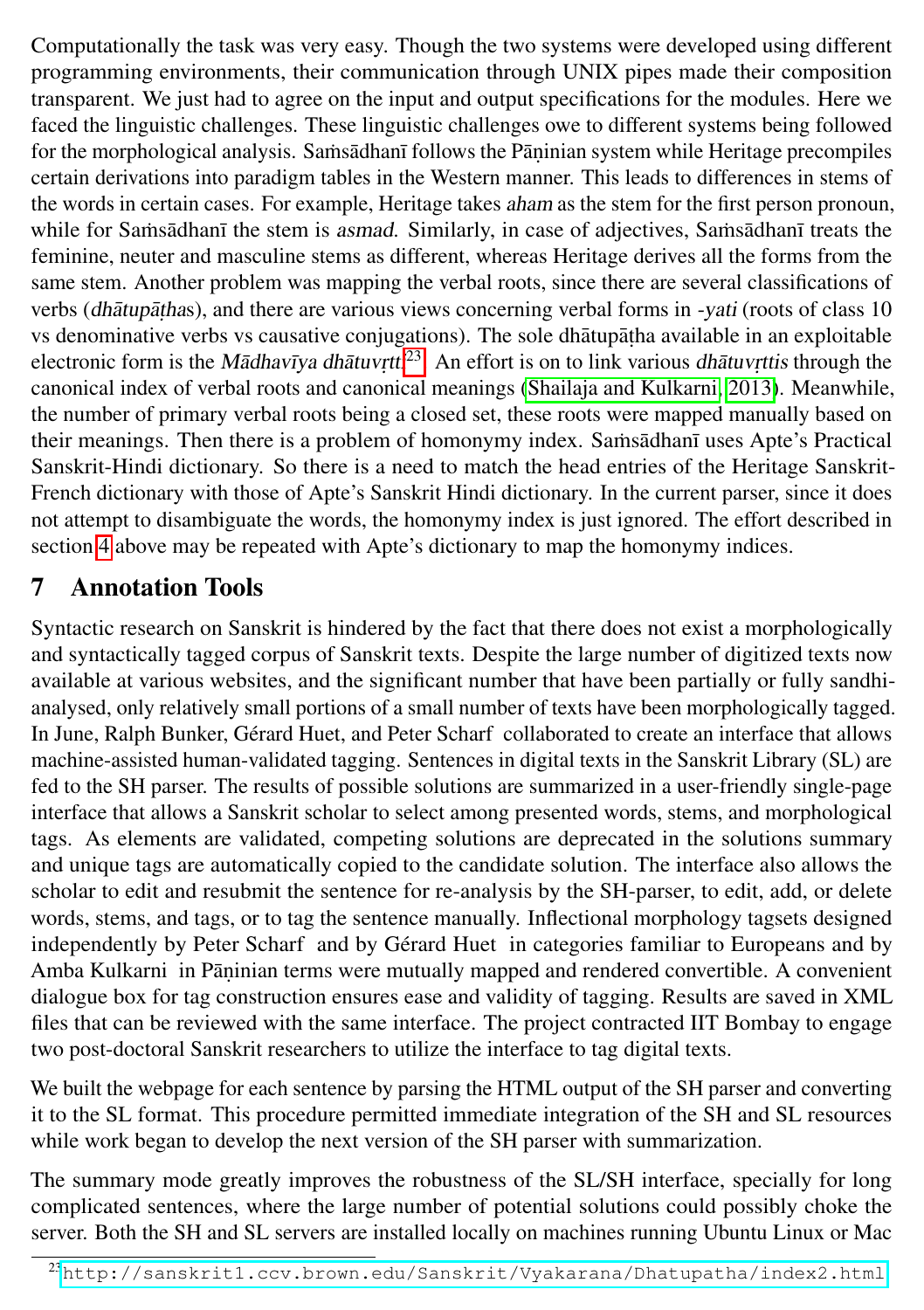Computationally the task was very easy. Though the two systems were developed using different programming environments, their communication through UNIX pipes made their composition transparent. We just had to agree on the input and output specifications for the modules. Here we faced the linguistic challenges. These linguistic challenges owe to different systems being followed for the morphological analysis. Saṁsādhanī follows the Pāṇinian system while Heritage precompiles certain derivations into paradigm tables in the Western manner. This leads to differences in stems of the words in certain cases. For example, Heritage takes *aham* as the stem for the first person pronoun, while for Saṁsādhanī the stem is *asmad*. Similarly, in case of adjectives, Saṁsādhanī treats the feminine, neuter and masculine stems as different, whereas Heritage derives all the forms from the same stem. Another problem was mapping the verbal roots, since there are several classifications of verbs (*dhātupāṭha*s), and there are various views concerning verbal forms in *-yati* (roots of class 10 vs denominative verbs vs causative conjugations). The sole dhātupāṭha available in an exploitable electronic form is the *Mādhavīya dhātuvṛtti*.[23] An effort is on to link various *dhātuvṛttis* through the canonical index of verbal roots and canonical meanings (Shailaja and Kulkarni, 2013). Meanwhile, the number of primary verbal roots being a closed set, these roots were mapped manually based on their meanings. Then there is a problem of homonymy index. Saṁsādhanī uses Apte's Practical Sanskrit-Hindi dictionary. So there is a need to match the head entries of the Heritage Sanskrit-French dictionary with those of Apte's Sanskrit Hindi dictionary. In the current parser, since it does not attempt to disambiguate the words, the homonymy index is just ignored. The effort described in section 4 above may be repeated with Apte's dictionary to map the homonymy indices.

## 7 Annotation Tools

Syntactic research on Sanskrit is hindered by the fact that there does not exist a morphologically and syntactically tagged corpus of Sanskrit texts. Despite the large number of digitized texts now available at various websites, and the significant number that have been partially or fully sandhi-analysed, only relatively small portions of a small number of texts have been morphologically tagged. In June, Ralph Bunker, Gérard Huet, and Peter Scharf collaborated to create an interface that allows machine-assisted human-validated tagging. Sentences in digital texts in the Sanskrit Library (SL) are fed to the SH parser. The results of possible solutions are summarized in a user-friendly single-page interface that allows a Sanskrit scholar to select among presented words, stems, and morphological tags. As elements are validated, competing solutions are deprecated in the solutions summary and unique tags are automatically copied to the candidate solution. The interface also allows the scholar to edit and resubmit the sentence for re-analysis by the SH-parser, to edit, add, or delete words, stems, and tags, or to tag the sentence manually. Inflectional morphology tagsets designed independently by Peter Scharf and by Gérard Huet in categories familiar to Europeans and by Amba Kulkarni in Pāṇinian terms were mutually mapped and rendered convertible. A convenient dialogue box for tag construction ensures ease and validity of tagging. Results are saved in XML files that can be reviewed with the same interface. The project contracted IIT Bombay to engage two post-doctoral Sanskrit researchers to utilize the interface to tag digital texts.

We built the webpage for each sentence by parsing the HTML output of the SH parser and converting it to the SL format. This procedure permitted immediate integration of the SH and SL resources while work began to develop the next version of the SH parser with summarization.

The summary mode greatly improves the robustness of the SL/SH interface, specially for long complicated sentences, where the large number of potential solutions could possibly choke the server. Both the SH and SL servers are installed locally on machines running Ubuntu Linux or Mac

[23] http://sanskrit1.ccv.brown.edu/Sanskrit/Vyakarana/Dhatupatha/index2.html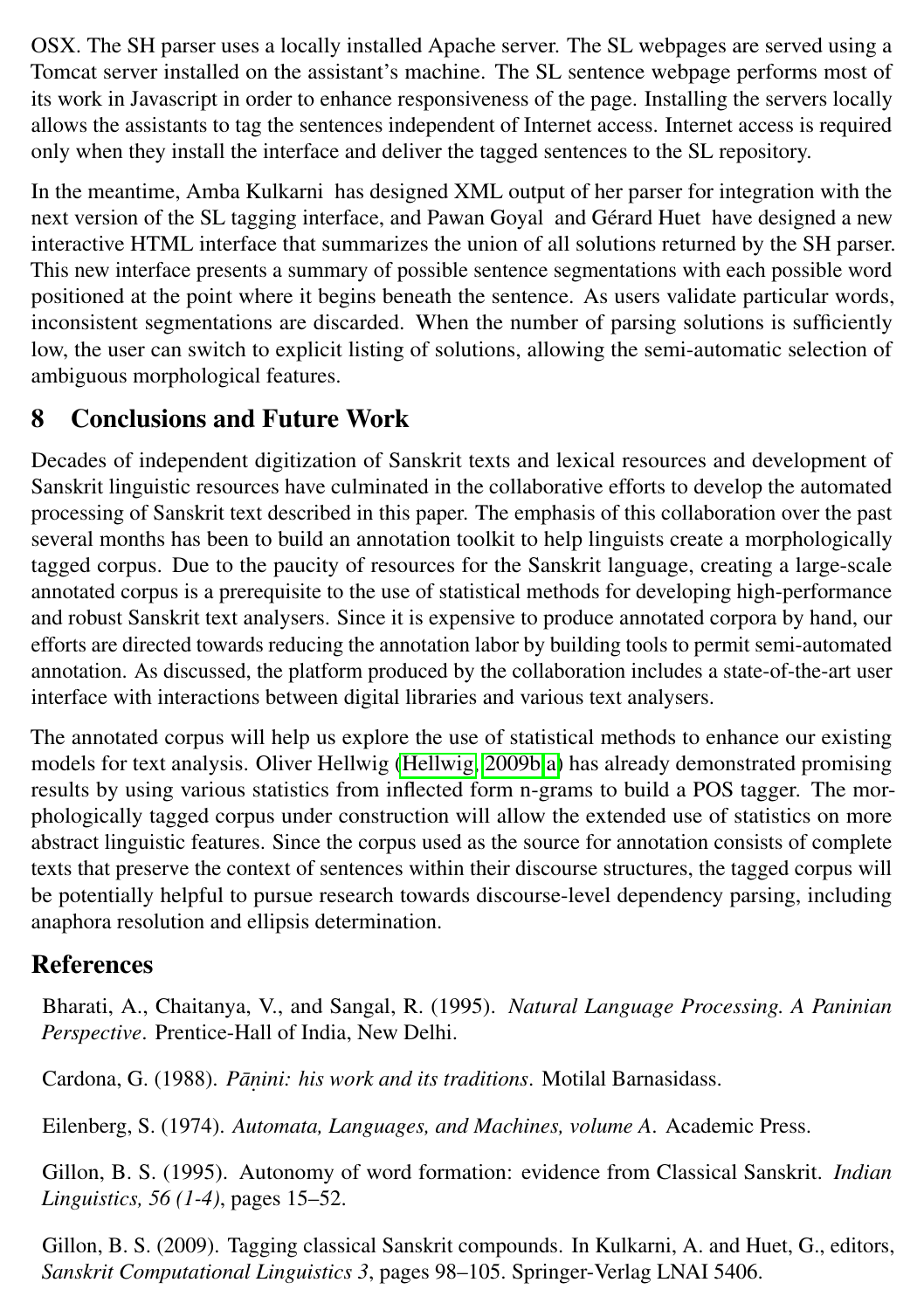OSX. The SH parser uses a locally installed Apache server. The SL webpages are served using a Tomcat server installed on the assistant's machine. The SL sentence webpage performs most of its work in Javascript in order to enhance responsiveness of the page. Installing the servers locally allows the assistants to tag the sentences independent of Internet access. Internet access is required only when they install the interface and deliver the tagged sentences to the SL repository.

In the meantime, Amba Kulkarni has designed XML output of her parser for integration with the next version of the SL tagging interface, and Pawan Goyal and Gérard Huet have designed a new interactive HTML interface that summarizes the union of all solutions returned by the SH parser. This new interface presents a summary of possible sentence segmentations with each possible word positioned at the point where it begins beneath the sentence. As users validate particular words, inconsistent segmentations are discarded. When the number of parsing solutions is sufficiently low, the user can switch to explicit listing of solutions, allowing the semi-automatic selection of ambiguous morphological features.

## 8 Conclusions and Future Work

Decades of independent digitization of Sanskrit texts and lexical resources and development of Sanskrit linguistic resources have culminated in the collaborative efforts to develop the automated processing of Sanskrit text described in this paper. The emphasis of this collaboration over the past several months has been to build an annotation toolkit to help linguists create a morphologically tagged corpus. Due to the paucity of resources for the Sanskrit language, creating a large-scale annotated corpus is a prerequisite to the use of statistical methods for developing high-performance and robust Sanskrit text analysers. Since it is expensive to produce annotated corpora by hand, our efforts are directed towards reducing the annotation labor by building tools to permit semi-automated annotation. As discussed, the platform produced by the collaboration includes a state-of-the-art user interface with interactions between digital libraries and various text analysers.

The annotated corpus will help us explore the use of statistical methods to enhance our existing models for text analysis. Oliver Hellwig (Hellwig, 2009b,a) has already demonstrated promising results by using various statistics from inflected form n-grams to build a POS tagger. The morphologically tagged corpus under construction will allow the extended use of statistics on more abstract linguistic features. Since the corpus used as the source for annotation consists of complete texts that preserve the context of sentences within their discourse structures, the tagged corpus will be potentially helpful to pursue research towards discourse-level dependency parsing, including anaphora resolution and ellipsis determination.

## References

Bharati, A., Chaitanya, V., and Sangal, R. (1995). *Natural Language Processing. A Paninian Perspective*. Prentice-Hall of India, New Delhi.

Cardona, G. (1988). *Pāṇini: his work and its traditions*. Motilal Barnasidass.

Eilenberg, S. (1974). *Automata, Languages, and Machines, volume A*. Academic Press.

Gillon, B. S. (1995). Autonomy of word formation: evidence from Classical Sanskrit. *Indian Linguistics, 56 (1-4)*, pages 15–52.

Gillon, B. S. (2009). Tagging classical Sanskrit compounds. In Kulkarni, A. and Huet, G., editors, *Sanskrit Computational Linguistics 3*, pages 98–105. Springer-Verlag LNAI 5406.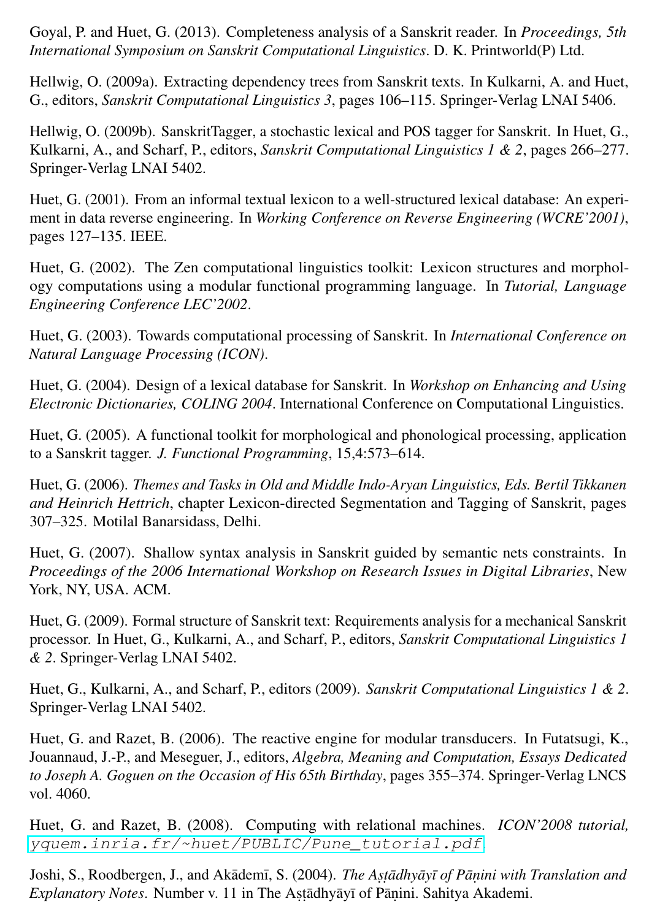Goyal, P. and Huet, G. (2013). Completeness analysis of a Sanskrit reader. In *Proceedings, 5th International Symposium on Sanskrit Computational Linguistics*. D. K. Printworld(P) Ltd.

Hellwig, O. (2009a). Extracting dependency trees from Sanskrit texts. In Kulkarni, A. and Huet, G., editors, *Sanskrit Computational Linguistics 3*, pages 106–115. Springer-Verlag LNAI 5406.

Hellwig, O. (2009b). SanskritTagger, a stochastic lexical and POS tagger for Sanskrit. In Huet, G., Kulkarni, A., and Scharf, P., editors, *Sanskrit Computational Linguistics 1 & 2*, pages 266–277. Springer-Verlag LNAI 5402.

Huet, G. (2001). From an informal textual lexicon to a well-structured lexical database: An experiment in data reverse engineering. In *Working Conference on Reverse Engineering (WCRE'2001)*, pages 127–135. IEEE.

Huet, G. (2002). The Zen computational linguistics toolkit: Lexicon structures and morphology computations using a modular functional programming language. In *Tutorial, Language Engineering Conference LEC'2002*.

Huet, G. (2003). Towards computational processing of Sanskrit. In *International Conference on Natural Language Processing (ICON)*.

Huet, G. (2004). Design of a lexical database for Sanskrit. In *Workshop on Enhancing and Using Electronic Dictionaries, COLING 2004*. International Conference on Computational Linguistics.

Huet, G. (2005). A functional toolkit for morphological and phonological processing, application to a Sanskrit tagger. *J. Functional Programming*, 15,4:573–614.

Huet, G. (2006). *Themes and Tasks in Old and Middle Indo-Aryan Linguistics, Eds. Bertil Tikkanen and Heinrich Hettrich*, chapter Lexicon-directed Segmentation and Tagging of Sanskrit, pages 307–325. Motilal Banarsidass, Delhi.

Huet, G. (2007). Shallow syntax analysis in Sanskrit guided by semantic nets constraints. In *Proceedings of the 2006 International Workshop on Research Issues in Digital Libraries*, New York, NY, USA. ACM.

Huet, G. (2009). Formal structure of Sanskrit text: Requirements analysis for a mechanical Sanskrit processor. In Huet, G., Kulkarni, A., and Scharf, P., editors, *Sanskrit Computational Linguistics 1 & 2*. Springer-Verlag LNAI 5402.

Huet, G., Kulkarni, A., and Scharf, P., editors (2009). *Sanskrit Computational Linguistics 1 & 2*. Springer-Verlag LNAI 5402.

Huet, G. and Razet, B. (2006). The reactive engine for modular transducers. In Futatsugi, K., Jouannaud, J.-P., and Meseguer, J., editors, *Algebra, Meaning and Computation, Essays Dedicated to Joseph A. Goguen on the Occasion of His 65th Birthday*, pages 355–374. Springer-Verlag LNCS vol. 4060.

Huet, G. and Razet, B. (2008). Computing with relational machines. *ICON'2008 tutorial,* `yquem.inria.fr/~huet/PUBLIC/Pune_tutorial.pdf`.

Joshi, S., Roodbergen, J., and Akādemī, S. (2004). *The Aṣṭādhyāyī of Pāṇini with Translation and Explanatory Notes*. Number v. 11 in The Aṣṭādhyāyī of Pāṇini. Sahitya Akademi.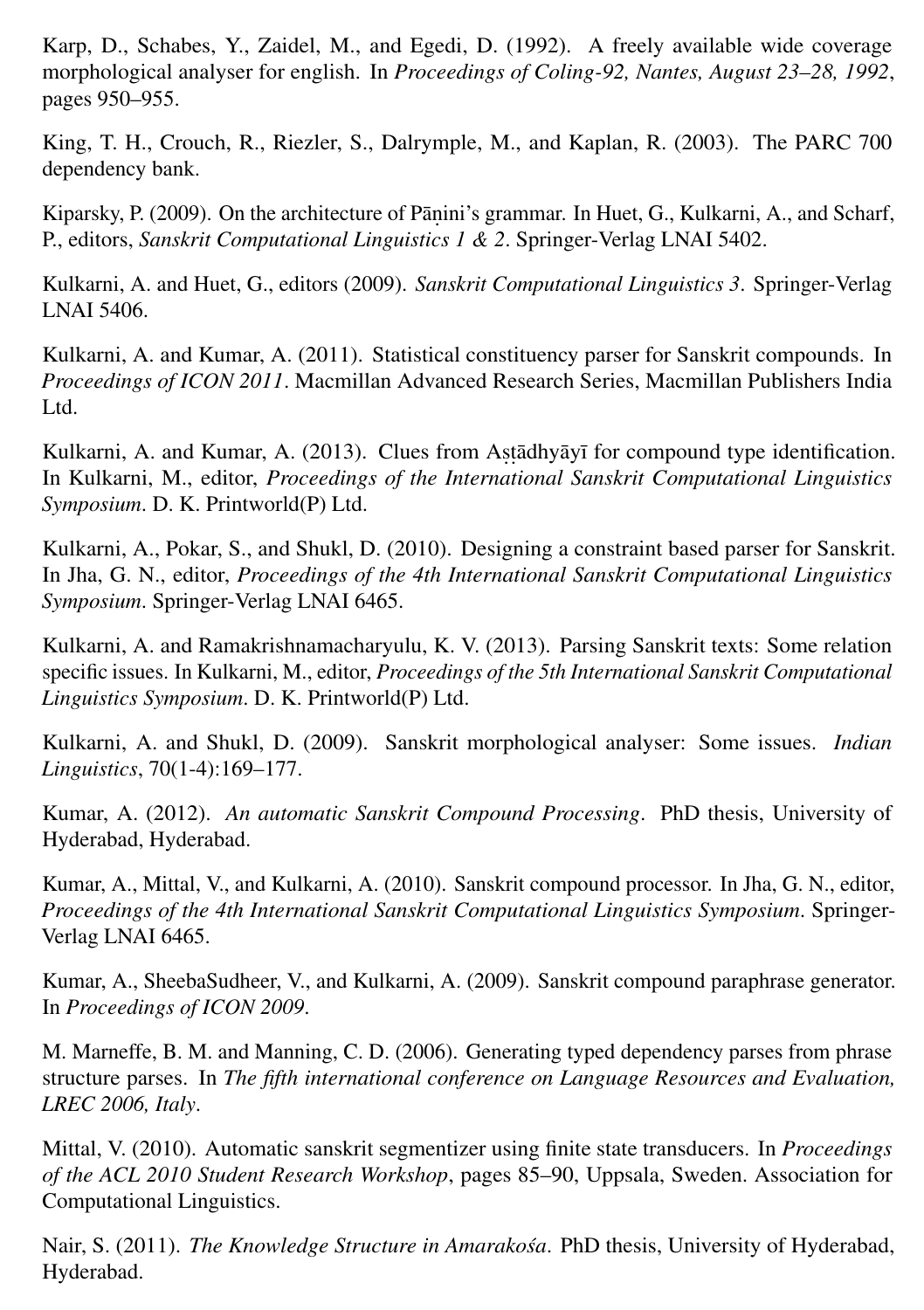Karp, D., Schabes, Y., Zaidel, M., and Egedi, D. (1992). A freely available wide coverage morphological analyser for english. In *Proceedings of Coling-92, Nantes, August 23–28, 1992*, pages 950–955.

King, T. H., Crouch, R., Riezler, S., Dalrymple, M., and Kaplan, R. (2003). The PARC 700 dependency bank.

Kiparsky, P. (2009). On the architecture of Pāṇini's grammar. In Huet, G., Kulkarni, A., and Scharf, P., editors, *Sanskrit Computational Linguistics 1 & 2*. Springer-Verlag LNAI 5402.

Kulkarni, A. and Huet, G., editors (2009). *Sanskrit Computational Linguistics 3*. Springer-Verlag LNAI 5406.

Kulkarni, A. and Kumar, A. (2011). Statistical constituency parser for Sanskrit compounds. In *Proceedings of ICON 2011*. Macmillan Advanced Research Series, Macmillan Publishers India Ltd.

Kulkarni, A. and Kumar, A. (2013). Clues from Aṣṭādhyāyī for compound type identification. In Kulkarni, M., editor, *Proceedings of the International Sanskrit Computational Linguistics Symposium*. D. K. Printworld(P) Ltd.

Kulkarni, A., Pokar, S., and Shukl, D. (2010). Designing a constraint based parser for Sanskrit. In Jha, G. N., editor, *Proceedings of the 4th International Sanskrit Computational Linguistics Symposium*. Springer-Verlag LNAI 6465.

Kulkarni, A. and Ramakrishnamacharyulu, K. V. (2013). Parsing Sanskrit texts: Some relation specific issues. In Kulkarni, M., editor, *Proceedings of the 5th International Sanskrit Computational Linguistics Symposium*. D. K. Printworld(P) Ltd.

Kulkarni, A. and Shukl, D. (2009). Sanskrit morphological analyser: Some issues. *Indian Linguistics*, 70(1-4):169–177.

Kumar, A. (2012). *An automatic Sanskrit Compound Processing*. PhD thesis, University of Hyderabad, Hyderabad.

Kumar, A., Mittal, V., and Kulkarni, A. (2010). Sanskrit compound processor. In Jha, G. N., editor, *Proceedings of the 4th International Sanskrit Computational Linguistics Symposium*. Springer-Verlag LNAI 6465.

Kumar, A., SheebaSudheer, V., and Kulkarni, A. (2009). Sanskrit compound paraphrase generator. In *Proceedings of ICON 2009*.

M. Marneffe, B. M. and Manning, C. D. (2006). Generating typed dependency parses from phrase structure parses. In *The fifth international conference on Language Resources and Evaluation, LREC 2006, Italy*.

Mittal, V. (2010). Automatic sanskrit segmentizer using finite state transducers. In *Proceedings of the ACL 2010 Student Research Workshop*, pages 85–90, Uppsala, Sweden. Association for Computational Linguistics.

Nair, S. (2011). *The Knowledge Structure in Amarakośa*. PhD thesis, University of Hyderabad, Hyderabad.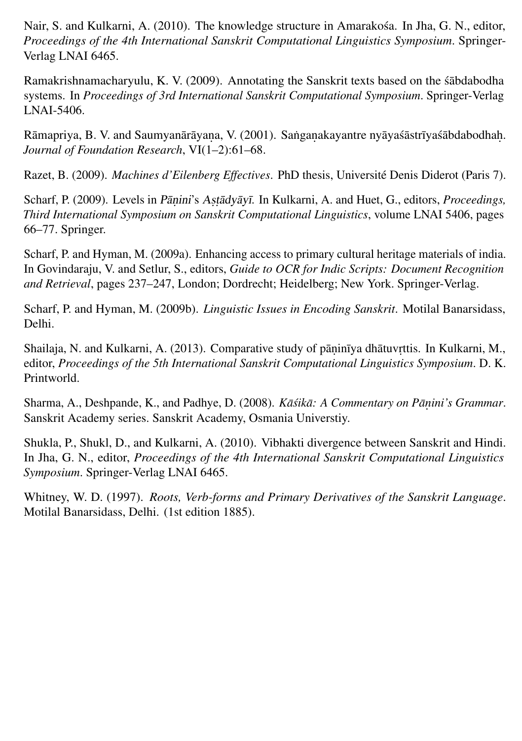Nair, S. and Kulkarni, A. (2010). The knowledge structure in Amarakośa. In Jha, G. N., editor, *Proceedings of the 4th International Sanskrit Computational Linguistics Symposium*. Springer-Verlag LNAI 6465.

Ramakrishnamacharyulu, K. V. (2009). Annotating the Sanskrit texts based on the śābdabodha systems. In *Proceedings of 3rd International Sanskrit Computational Symposium*. Springer-Verlag LNAI-5406.

Rāmapriya, B. V. and Saumyanārāyaṇa, V. (2001). Saṅgaṇakayantre nyāyaśāstrīyaśābdabodhaḥ. *Journal of Foundation Research*, VI(1–2):61–68.

Razet, B. (2009). *Machines d'Eilenberg Effectives*. PhD thesis, Université Denis Diderot (Paris 7).

Scharf, P. (2009). Levels in *Pāṇini*'s *Aṣṭādyāyī.* In Kulkarni, A. and Huet, G., editors, *Proceedings, Third International Symposium on Sanskrit Computational Linguistics*, volume LNAI 5406, pages 66–77. Springer.

Scharf, P. and Hyman, M. (2009a). Enhancing access to primary cultural heritage materials of india. In Govindaraju, V. and Setlur, S., editors, *Guide to OCR for Indic Scripts: Document Recognition and Retrieval*, pages 237–247, London; Dordrecht; Heidelberg; New York. Springer-Verlag.

Scharf, P. and Hyman, M. (2009b). *Linguistic Issues in Encoding Sanskrit*. Motilal Banarsidass, Delhi.

Shailaja, N. and Kulkarni, A. (2013). Comparative study of pāṇinīya dhātuvṛttis. In Kulkarni, M., editor, *Proceedings of the 5th International Sanskrit Computational Linguistics Symposium*. D. K. Printworld.

Sharma, A., Deshpande, K., and Padhye, D. (2008). *Kāśikā: A Commentary on Pāṇini's Grammar*. Sanskrit Academy series. Sanskrit Academy, Osmania Universtiy.

Shukla, P., Shukl, D., and Kulkarni, A. (2010). Vibhakti divergence between Sanskrit and Hindi. In Jha, G. N., editor, *Proceedings of the 4th International Sanskrit Computational Linguistics Symposium*. Springer-Verlag LNAI 6465.

Whitney, W. D. (1997). *Roots, Verb-forms and Primary Derivatives of the Sanskrit Language*. Motilal Banarsidass, Delhi. (1st edition 1885).